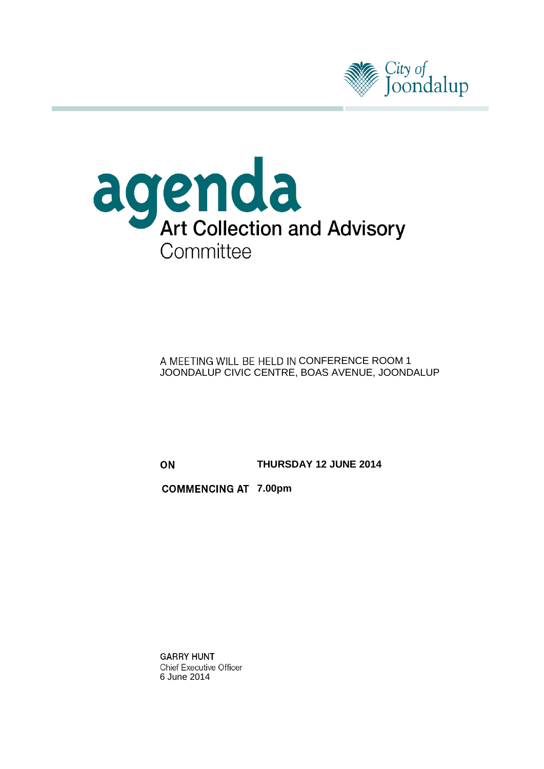City of Joondalup

# agenda

## Art Collection and Advisory Committee

A MEETING WILL BE HELD IN CONFERENCE ROOM 1
JOONDALUP CIVIC CENTRE, BOAS AVENUE, JOONDALUP

**ON** **THURSDAY 12 JUNE 2014**

**COMMENCING AT** **7.00pm**

**GARRY HUNT**
Chief Executive Officer
6 June 2014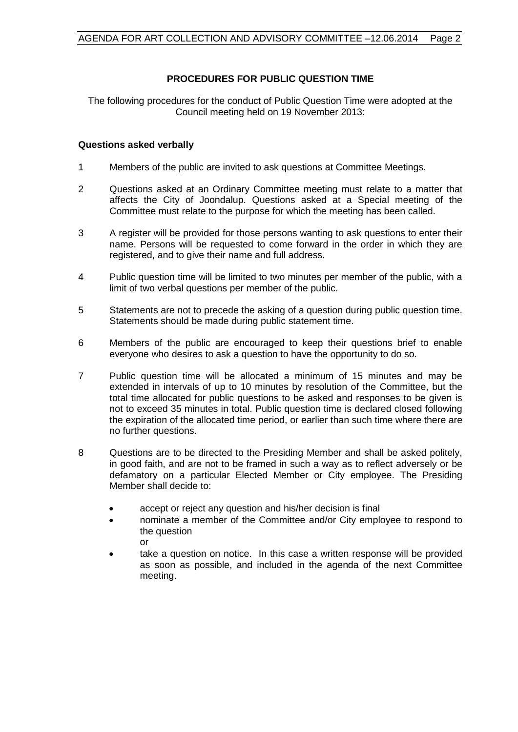## PROCEDURES FOR PUBLIC QUESTION TIME

The following procedures for the conduct of Public Question Time were adopted at the Council meeting held on 19 November 2013:

### Questions asked verbally

1. Members of the public are invited to ask questions at Committee Meetings.

2. Questions asked at an Ordinary Committee meeting must relate to a matter that affects the City of Joondalup. Questions asked at a Special meeting of the Committee must relate to the purpose for which the meeting has been called.

3. A register will be provided for those persons wanting to ask questions to enter their name. Persons will be requested to come forward in the order in which they are registered, and to give their name and full address.

4. Public question time will be limited to two minutes per member of the public, with a limit of two verbal questions per member of the public.

5. Statements are not to precede the asking of a question during public question time. Statements should be made during public statement time.

6. Members of the public are encouraged to keep their questions brief to enable everyone who desires to ask a question to have the opportunity to do so.

7. Public question time will be allocated a minimum of 15 minutes and may be extended in intervals of up to 10 minutes by resolution of the Committee, but the total time allocated for public questions to be asked and responses to be given is not to exceed 35 minutes in total. Public question time is declared closed following the expiration of the allocated time period, or earlier than such time where there are no further questions.

8. Questions are to be directed to the Presiding Member and shall be asked politely, in good faith, and are not to be framed in such a way as to reflect adversely or be defamatory on a particular Elected Member or City employee. The Presiding Member shall decide to:

   - accept or reject any question and his/her decision is final
   - nominate a member of the Committee and/or City employee to respond to the question
     or
   - take a question on notice. In this case a written response will be provided as soon as possible, and included in the agenda of the next Committee meeting.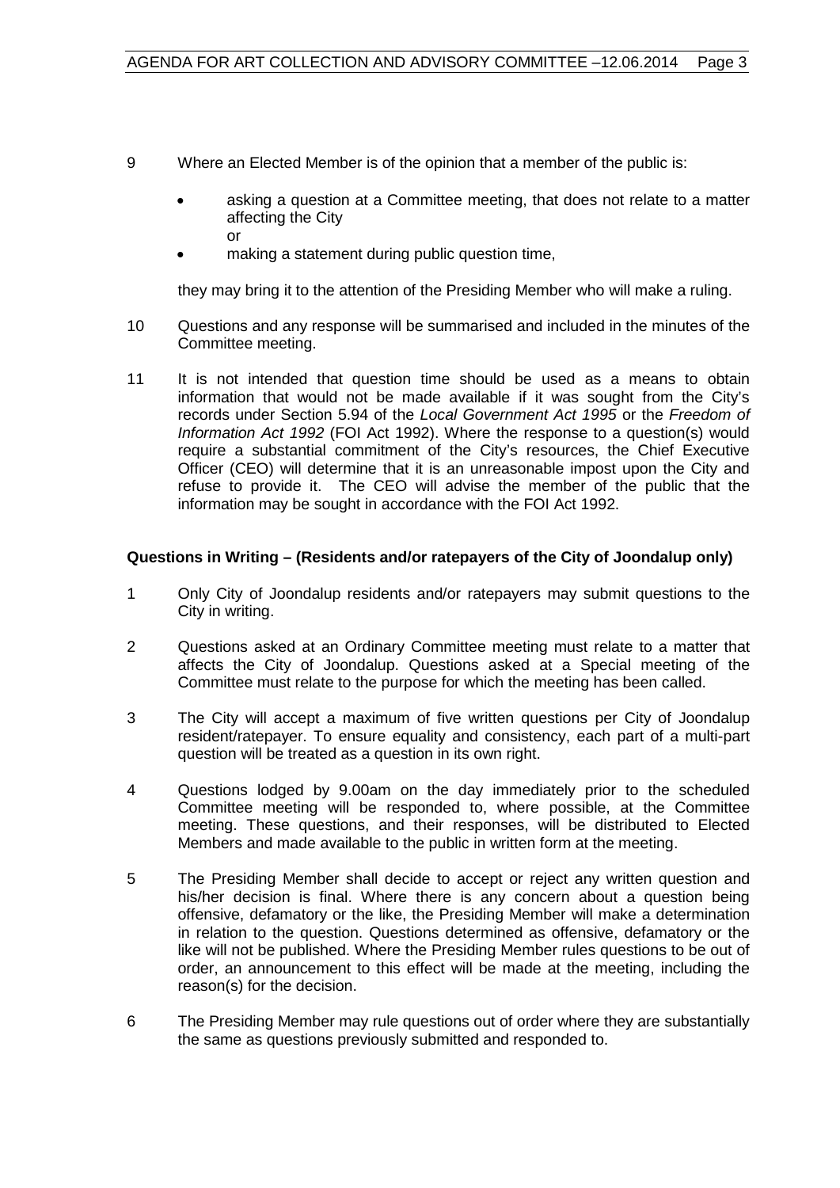9 Where an Elected Member is of the opinion that a member of the public is:

- asking a question at a Committee meeting, that does not relate to a matter affecting the City

  or
- making a statement during public question time,

they may bring it to the attention of the Presiding Member who will make a ruling.

10 Questions and any response will be summarised and included in the minutes of the Committee meeting.

11 It is not intended that question time should be used as a means to obtain information that would not be made available if it was sought from the City's records under Section 5.94 of the *Local Government Act 1995* or the *Freedom of Information Act 1992* (FOI Act 1992). Where the response to a question(s) would require a substantial commitment of the City's resources, the Chief Executive Officer (CEO) will determine that it is an unreasonable impost upon the City and refuse to provide it. The CEO will advise the member of the public that the information may be sought in accordance with the FOI Act 1992.

**Questions in Writing – (Residents and/or ratepayers of the City of Joondalup only)**

1 Only City of Joondalup residents and/or ratepayers may submit questions to the City in writing.

2 Questions asked at an Ordinary Committee meeting must relate to a matter that affects the City of Joondalup. Questions asked at a Special meeting of the Committee must relate to the purpose for which the meeting has been called.

3 The City will accept a maximum of five written questions per City of Joondalup resident/ratepayer. To ensure equality and consistency, each part of a multi-part question will be treated as a question in its own right.

4 Questions lodged by 9.00am on the day immediately prior to the scheduled Committee meeting will be responded to, where possible, at the Committee meeting. These questions, and their responses, will be distributed to Elected Members and made available to the public in written form at the meeting.

5 The Presiding Member shall decide to accept or reject any written question and his/her decision is final. Where there is any concern about a question being offensive, defamatory or the like, the Presiding Member will make a determination in relation to the question. Questions determined as offensive, defamatory or the like will not be published. Where the Presiding Member rules questions to be out of order, an announcement to this effect will be made at the meeting, including the reason(s) for the decision.

6 The Presiding Member may rule questions out of order where they are substantially the same as questions previously submitted and responded to.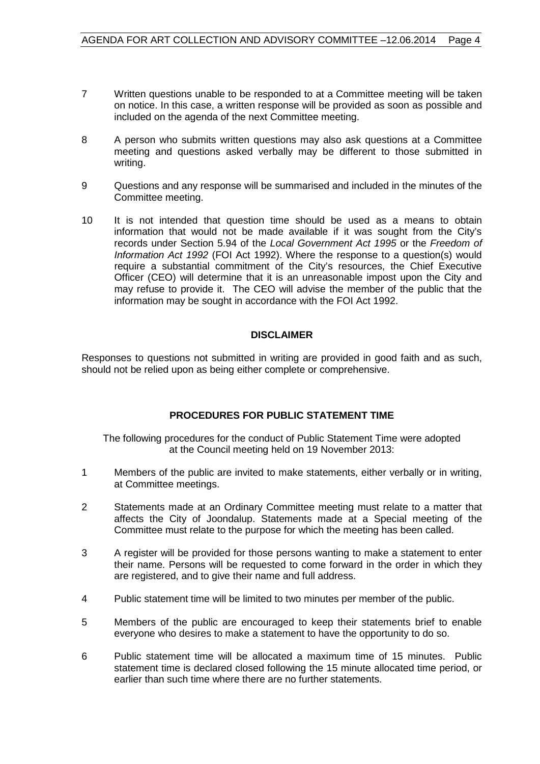7 Written questions unable to be responded to at a Committee meeting will be taken on notice. In this case, a written response will be provided as soon as possible and included on the agenda of the next Committee meeting.

8 A person who submits written questions may also ask questions at a Committee meeting and questions asked verbally may be different to those submitted in writing.

9 Questions and any response will be summarised and included in the minutes of the Committee meeting.

10 It is not intended that question time should be used as a means to obtain information that would not be made available if it was sought from the City's records under Section 5.94 of the *Local Government Act 1995* or the *Freedom of Information Act 1992* (FOI Act 1992). Where the response to a question(s) would require a substantial commitment of the City's resources, the Chief Executive Officer (CEO) will determine that it is an unreasonable impost upon the City and may refuse to provide it. The CEO will advise the member of the public that the information may be sought in accordance with the FOI Act 1992.

**DISCLAIMER**

Responses to questions not submitted in writing are provided in good faith and as such, should not be relied upon as being either complete or comprehensive.

**PROCEDURES FOR PUBLIC STATEMENT TIME**

The following procedures for the conduct of Public Statement Time were adopted at the Council meeting held on 19 November 2013:

1 Members of the public are invited to make statements, either verbally or in writing, at Committee meetings.

2 Statements made at an Ordinary Committee meeting must relate to a matter that affects the City of Joondalup. Statements made at a Special meeting of the Committee must relate to the purpose for which the meeting has been called.

3 A register will be provided for those persons wanting to make a statement to enter their name. Persons will be requested to come forward in the order in which they are registered, and to give their name and full address.

4 Public statement time will be limited to two minutes per member of the public.

5 Members of the public are encouraged to keep their statements brief to enable everyone who desires to make a statement to have the opportunity to do so.

6 Public statement time will be allocated a maximum time of 15 minutes. Public statement time is declared closed following the 15 minute allocated time period, or earlier than such time where there are no further statements.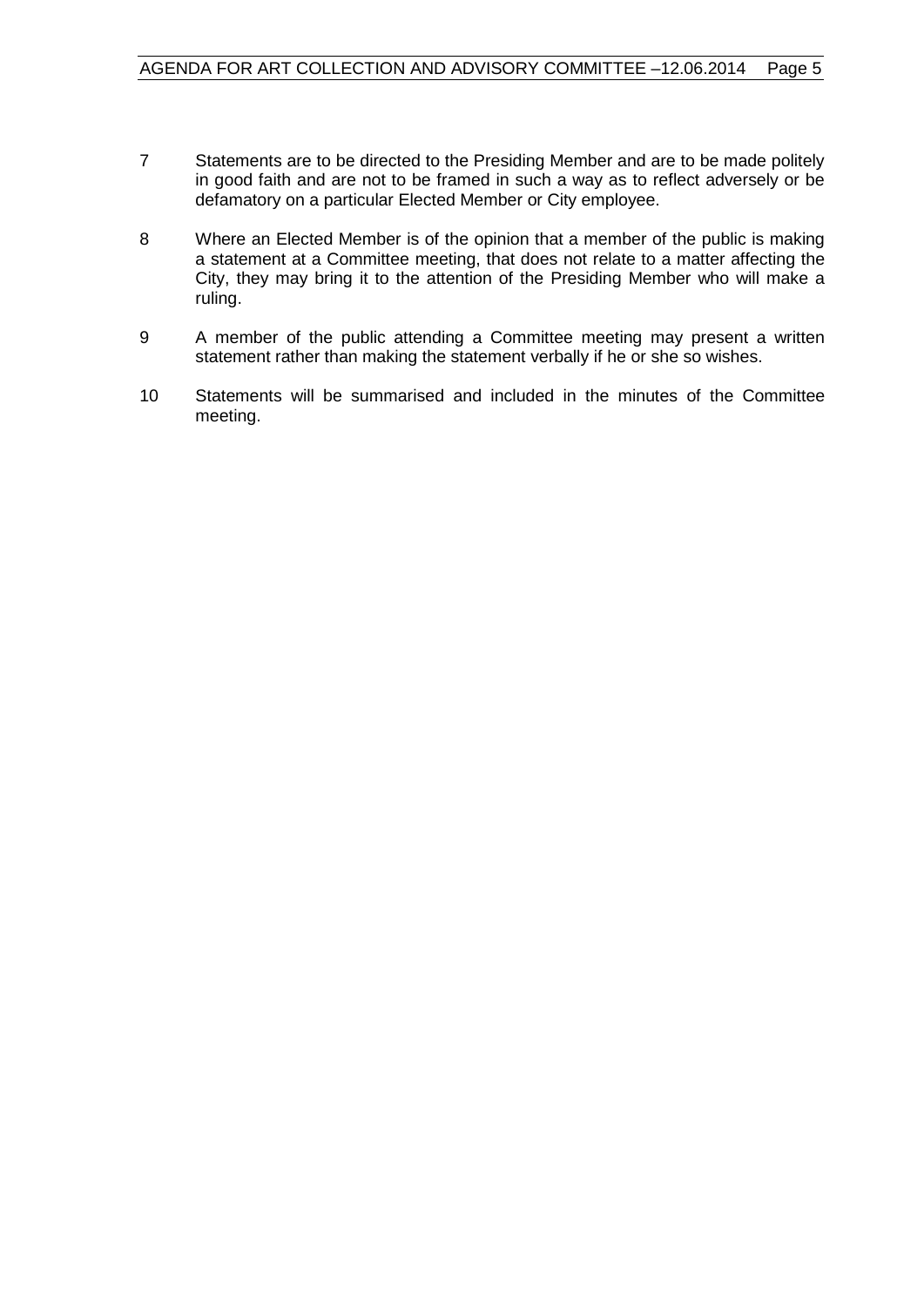7 Statements are to be directed to the Presiding Member and are to be made politely in good faith and are not to be framed in such a way as to reflect adversely or be defamatory on a particular Elected Member or City employee.

8 Where an Elected Member is of the opinion that a member of the public is making a statement at a Committee meeting, that does not relate to a matter affecting the City, they may bring it to the attention of the Presiding Member who will make a ruling.

9 A member of the public attending a Committee meeting may present a written statement rather than making the statement verbally if he or she so wishes.

10 Statements will be summarised and included in the minutes of the Committee meeting.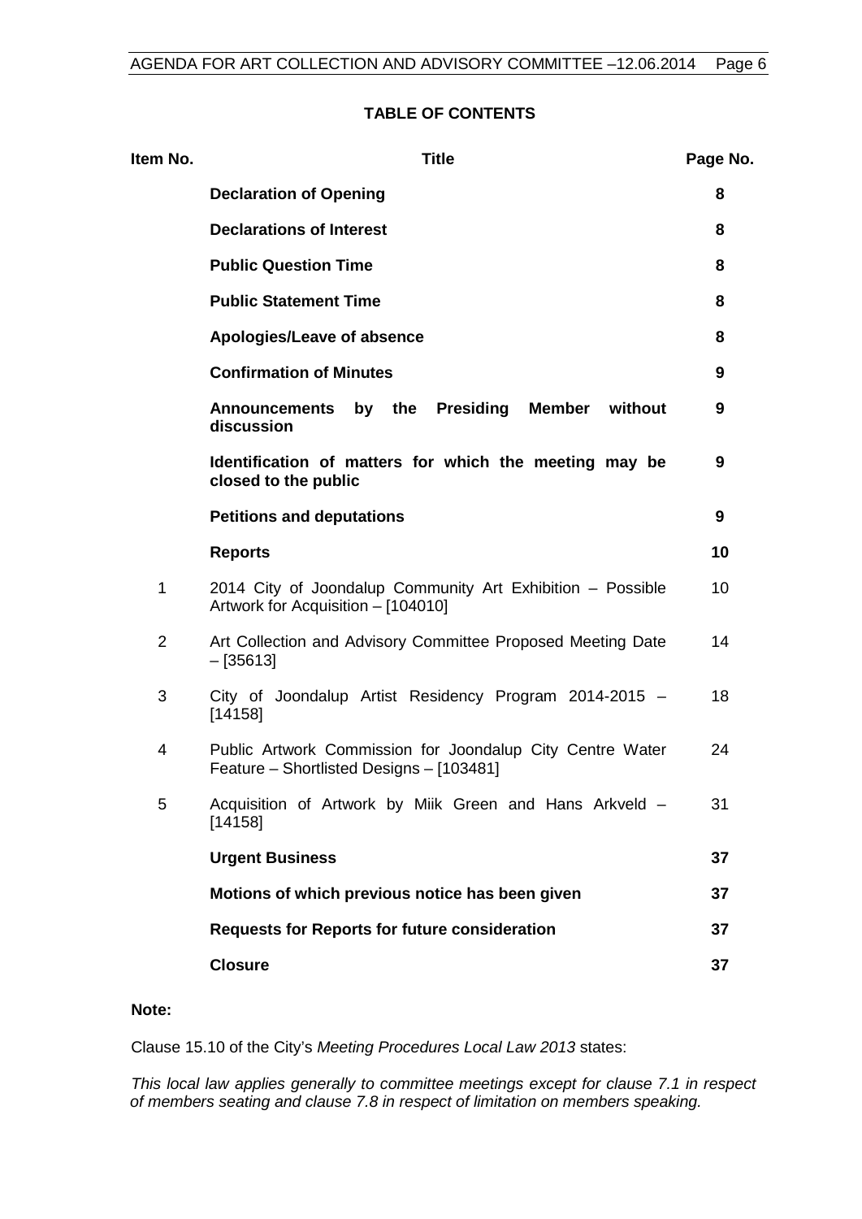## TABLE OF CONTENTS

| Item No. | Title | Page No. |
|---|---|---|
| | **Declaration of Opening** | **8** |
| | **Declarations of Interest** | **8** |
| | **Public Question Time** | **8** |
| | **Public Statement Time** | **8** |
| | **Apologies/Leave of absence** | **8** |
| | **Confirmation of Minutes** | **9** |
| | **Announcements by the Presiding Member without discussion** | **9** |
| | **Identification of matters for which the meeting may be closed to the public** | **9** |
| | **Petitions and deputations** | **9** |
| | **Reports** | **10** |
| 1 | 2014 City of Joondalup Community Art Exhibition – Possible Artwork for Acquisition – [104010] | 10 |
| 2 | Art Collection and Advisory Committee Proposed Meeting Date – [35613] | 14 |
| 3 | City of Joondalup Artist Residency Program 2014-2015 – [14158] | 18 |
| 4 | Public Artwork Commission for Joondalup City Centre Water Feature – Shortlisted Designs – [103481] | 24 |
| 5 | Acquisition of Artwork by Miik Green and Hans Arkveld – [14158] | 31 |
| | **Urgent Business** | **37** |
| | **Motions of which previous notice has been given** | **37** |
| | **Requests for Reports for future consideration** | **37** |
| | **Closure** | **37** |

**Note:**

Clause 15.10 of the City's *Meeting Procedures Local Law 2013* states:

*This local law applies generally to committee meetings except for clause 7.1 in respect of members seating and clause 7.8 in respect of limitation on members speaking.*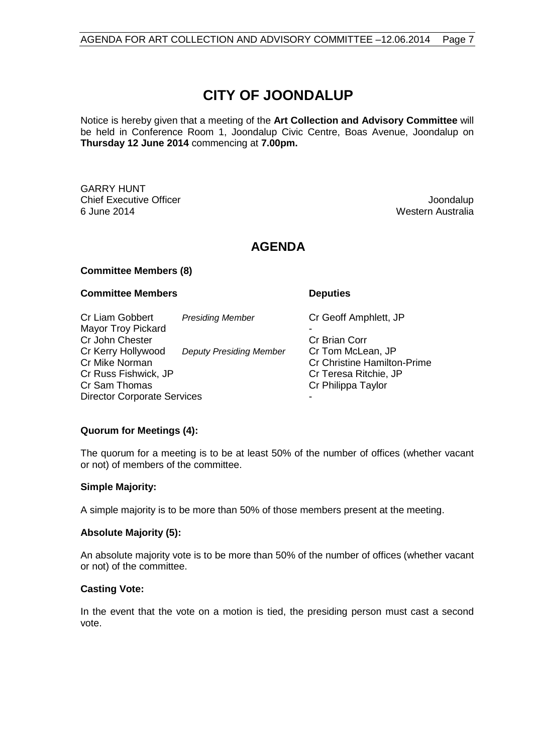# CITY OF JOONDALUP

Notice is hereby given that a meeting of the **Art Collection and Advisory Committee** will be held in Conference Room 1, Joondalup Civic Centre, Boas Avenue, Joondalup on **Thursday 12 June 2014** commencing at **7.00pm.**

GARRY HUNT
Chief Executive Officer
6 June 2014

Joondalup
Western Australia

## AGENDA

**Committee Members (8)**

| **Committee Members** | | **Deputies** |
|---|---|---|
| Cr Liam Gobbert | *Presiding Member* | Cr Geoff Amphlett, JP |
| Mayor Troy Pickard | | - |
| Cr John Chester | | Cr Brian Corr |
| Cr Kerry Hollywood | *Deputy Presiding Member* | Cr Tom McLean, JP |
| Cr Mike Norman | | Cr Christine Hamilton-Prime |
| Cr Russ Fishwick, JP | | Cr Teresa Ritchie, JP |
| Cr Sam Thomas | | Cr Philippa Taylor |
| Director Corporate Services | | - |

**Quorum for Meetings (4):**

The quorum for a meeting is to be at least 50% of the number of offices (whether vacant or not) of members of the committee.

**Simple Majority:**

A simple majority is to be more than 50% of those members present at the meeting.

**Absolute Majority (5):**

An absolute majority vote is to be more than 50% of the number of offices (whether vacant or not) of the committee.

**Casting Vote:**

In the event that the vote on a motion is tied, the presiding person must cast a second vote.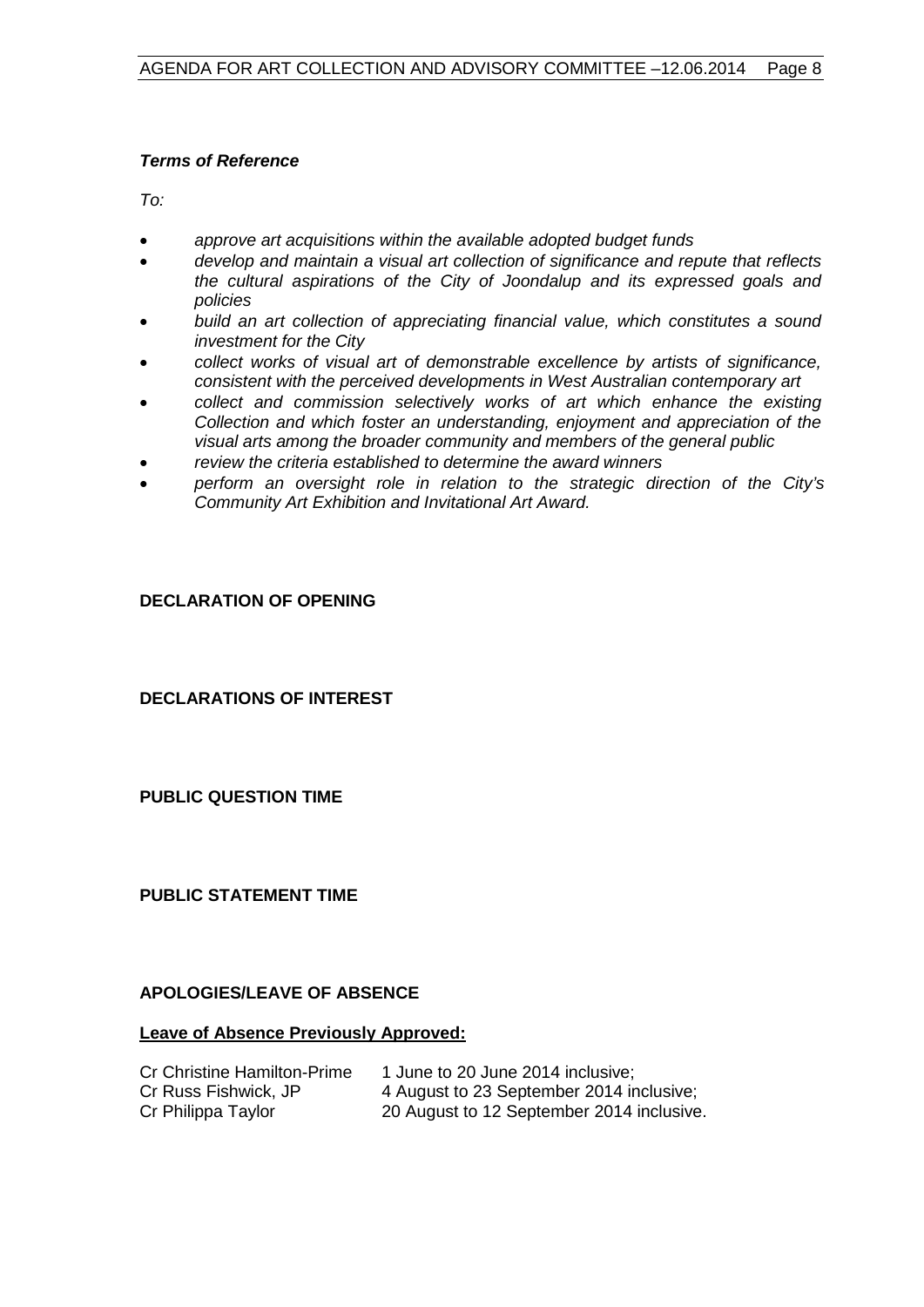***Terms of Reference***

*To:*

- *approve art acquisitions within the available adopted budget funds*
- *develop and maintain a visual art collection of significance and repute that reflects the cultural aspirations of the City of Joondalup and its expressed goals and policies*
- *build an art collection of appreciating financial value, which constitutes a sound investment for the City*
- *collect works of visual art of demonstrable excellence by artists of significance, consistent with the perceived developments in West Australian contemporary art*
- *collect and commission selectively works of art which enhance the existing Collection and which foster an understanding, enjoyment and appreciation of the visual arts among the broader community and members of the general public*
- *review the criteria established to determine the award winners*
- *perform an oversight role in relation to the strategic direction of the City's Community Art Exhibition and Invitational Art Award.*

**DECLARATION OF OPENING**

**DECLARATIONS OF INTEREST**

**PUBLIC QUESTION TIME**

**PUBLIC STATEMENT TIME**

**APOLOGIES/LEAVE OF ABSENCE**

**Leave of Absence Previously Approved:**

| | |
|---|---|
| Cr Christine Hamilton-Prime | 1 June to 20 June 2014 inclusive; |
| Cr Russ Fishwick, JP | 4 August to 23 September 2014 inclusive; |
| Cr Philippa Taylor | 20 August to 12 September 2014 inclusive. |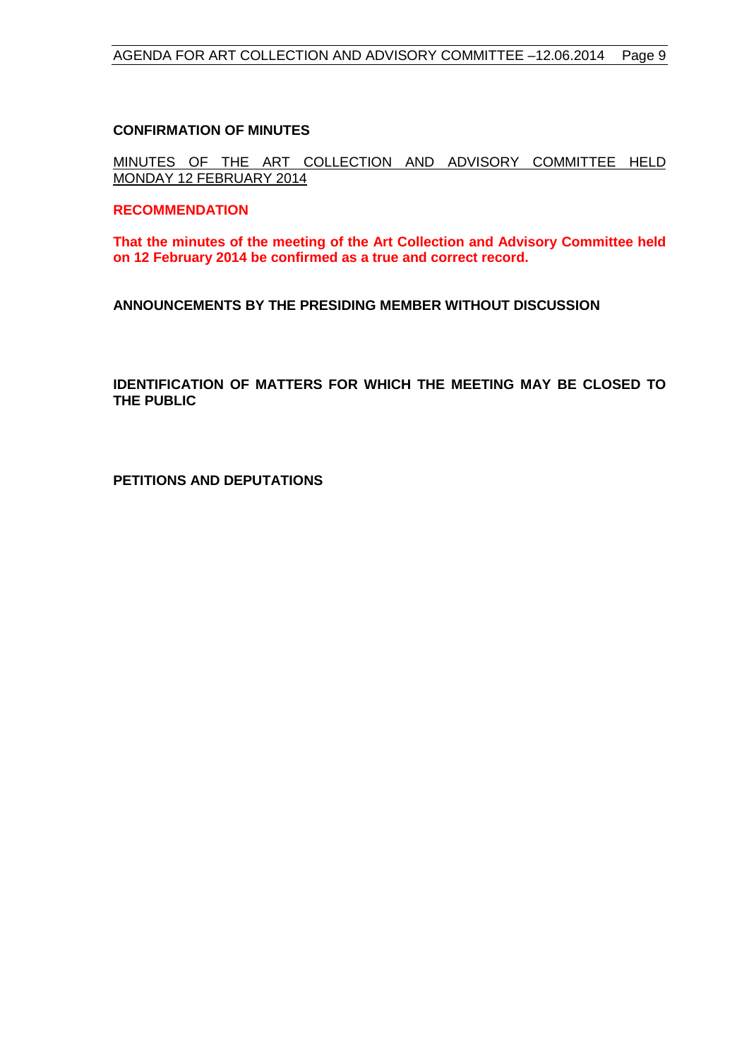## CONFIRMATION OF MINUTES

MINUTES OF THE ART COLLECTION AND ADVISORY COMMITTEE HELD MONDAY 12 FEBRUARY 2014

**RECOMMENDATION**

**That the minutes of the meeting of the Art Collection and Advisory Committee held on 12 February 2014 be confirmed as a true and correct record.**

## ANNOUNCEMENTS BY THE PRESIDING MEMBER WITHOUT DISCUSSION

## IDENTIFICATION OF MATTERS FOR WHICH THE MEETING MAY BE CLOSED TO THE PUBLIC

## PETITIONS AND DEPUTATIONS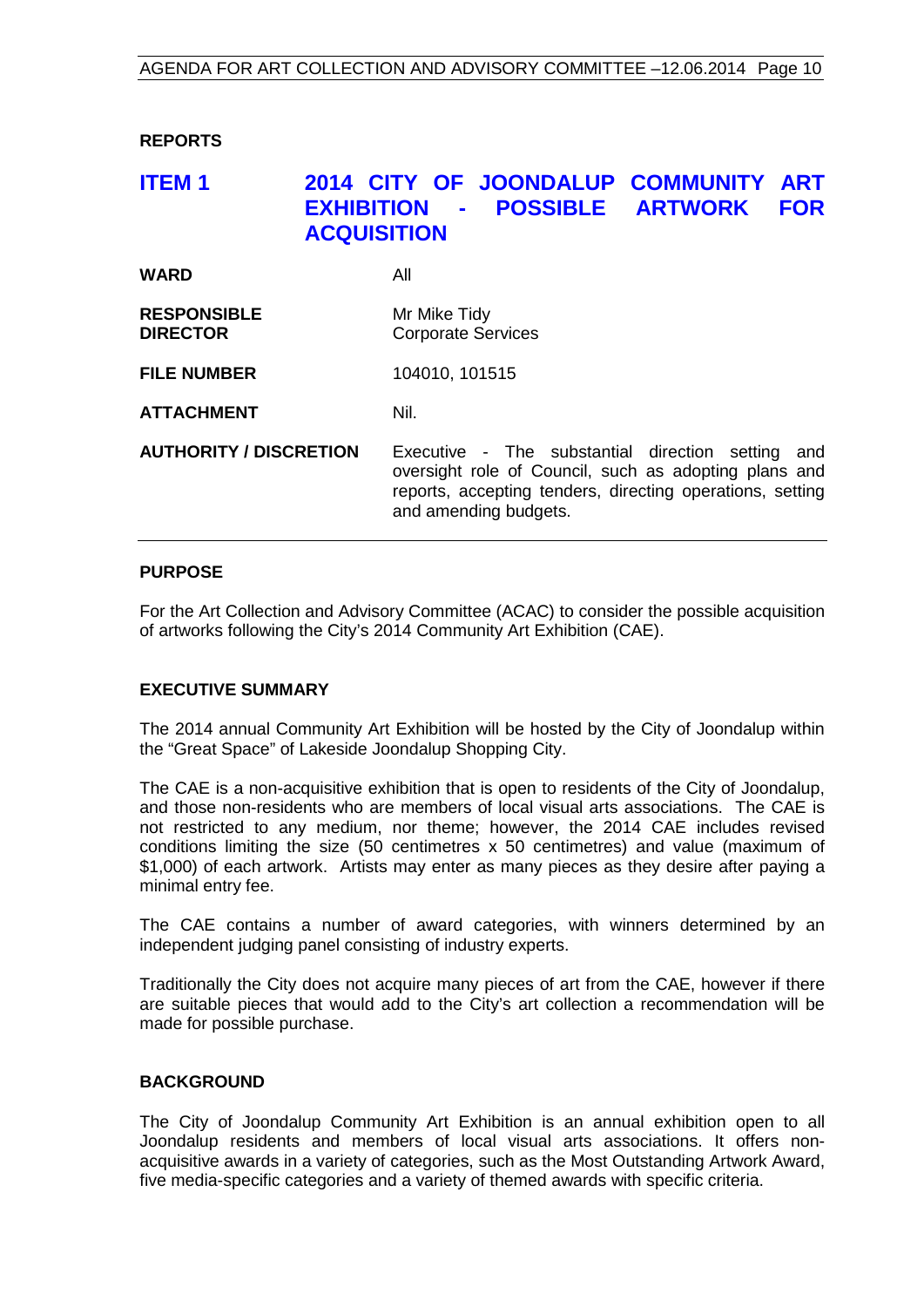## REPORTS

## ITEM 1 2014 CITY OF JOONDALUP COMMUNITY ART EXHIBITION - POSSIBLE ARTWORK FOR ACQUISITION

| | |
|---|---|
| **WARD** | All |
| **RESPONSIBLE DIRECTOR** | Mr Mike Tidy<br>Corporate Services |
| **FILE NUMBER** | 104010, 101515 |
| **ATTACHMENT** | Nil. |
| **AUTHORITY / DISCRETION** | Executive - The substantial direction setting and oversight role of Council, such as adopting plans and reports, accepting tenders, directing operations, setting and amending budgets. |

### PURPOSE

For the Art Collection and Advisory Committee (ACAC) to consider the possible acquisition of artworks following the City's 2014 Community Art Exhibition (CAE).

### EXECUTIVE SUMMARY

The 2014 annual Community Art Exhibition will be hosted by the City of Joondalup within the "Great Space" of Lakeside Joondalup Shopping City.

The CAE is a non-acquisitive exhibition that is open to residents of the City of Joondalup, and those non-residents who are members of local visual arts associations. The CAE is not restricted to any medium, nor theme; however, the 2014 CAE includes revised conditions limiting the size (50 centimetres x 50 centimetres) and value (maximum of $1,000) of each artwork. Artists may enter as many pieces as they desire after paying a minimal entry fee.

The CAE contains a number of award categories, with winners determined by an independent judging panel consisting of industry experts.

Traditionally the City does not acquire many pieces of art from the CAE, however if there are suitable pieces that would add to the City's art collection a recommendation will be made for possible purchase.

### BACKGROUND

The City of Joondalup Community Art Exhibition is an annual exhibition open to all Joondalup residents and members of local visual arts associations. It offers non-acquisitive awards in a variety of categories, such as the Most Outstanding Artwork Award, five media-specific categories and a variety of themed awards with specific criteria.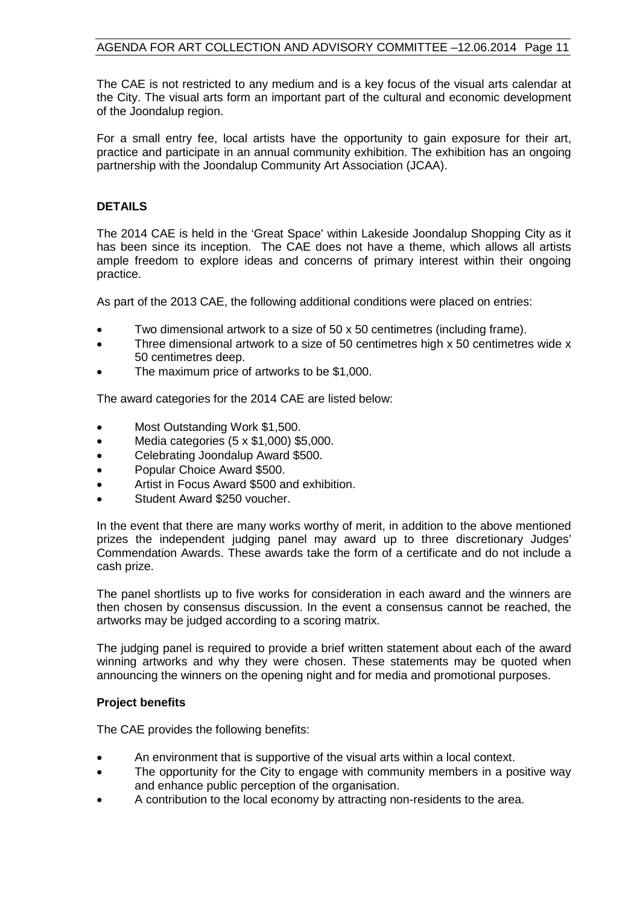The CAE is not restricted to any medium and is a key focus of the visual arts calendar at the City. The visual arts form an important part of the cultural and economic development of the Joondalup region.

For a small entry fee, local artists have the opportunity to gain exposure for their art, practice and participate in an annual community exhibition. The exhibition has an ongoing partnership with the Joondalup Community Art Association (JCAA).

## DETAILS

The 2014 CAE is held in the 'Great Space' within Lakeside Joondalup Shopping City as it has been since its inception. The CAE does not have a theme, which allows all artists ample freedom to explore ideas and concerns of primary interest within their ongoing practice.

As part of the 2013 CAE, the following additional conditions were placed on entries:

- Two dimensional artwork to a size of 50 x 50 centimetres (including frame).
- Three dimensional artwork to a size of 50 centimetres high x 50 centimetres wide x 50 centimetres deep.
- The maximum price of artworks to be $1,000.

The award categories for the 2014 CAE are listed below:

- Most Outstanding Work $1,500.
- Media categories (5 x $1,000) $5,000.
- Celebrating Joondalup Award $500.
- Popular Choice Award $500.
- Artist in Focus Award $500 and exhibition.
- Student Award $250 voucher.

In the event that there are many works worthy of merit, in addition to the above mentioned prizes the independent judging panel may award up to three discretionary Judges' Commendation Awards. These awards take the form of a certificate and do not include a cash prize.

The panel shortlists up to five works for consideration in each award and the winners are then chosen by consensus discussion. In the event a consensus cannot be reached, the artworks may be judged according to a scoring matrix.

The judging panel is required to provide a brief written statement about each of the award winning artworks and why they were chosen. These statements may be quoted when announcing the winners on the opening night and for media and promotional purposes.

### Project benefits

The CAE provides the following benefits:

- An environment that is supportive of the visual arts within a local context.
- The opportunity for the City to engage with community members in a positive way and enhance public perception of the organisation.
- A contribution to the local economy by attracting non-residents to the area.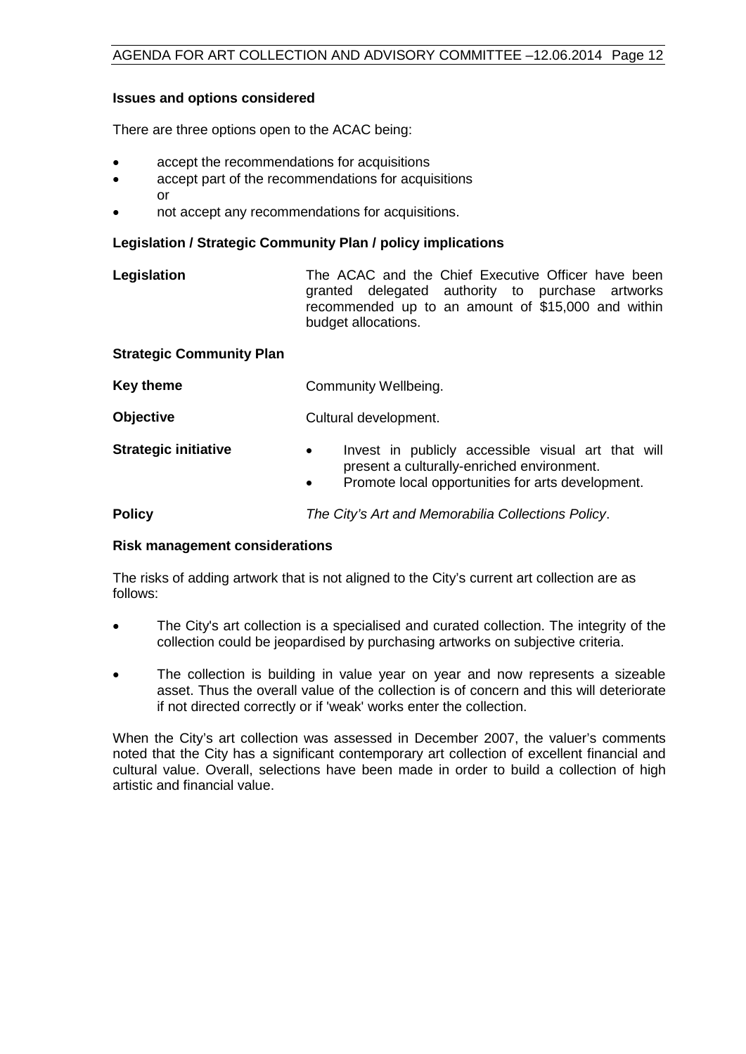### Issues and options considered

There are three options open to the ACAC being:

- accept the recommendations for acquisitions
- accept part of the recommendations for acquisitions
  or
- not accept any recommendations for acquisitions.

### Legislation / Strategic Community Plan / policy implications

**Legislation** The ACAC and the Chief Executive Officer have been granted delegated authority to purchase artworks recommended up to an amount of $15,000 and within budget allocations.

**Strategic Community Plan**

**Key theme** Community Wellbeing.

**Objective** Cultural development.

**Strategic initiative**

- Invest in publicly accessible visual art that will present a culturally-enriched environment.
- Promote local opportunities for arts development.

**Policy** *The City's Art and Memorabilia Collections Policy*.

### Risk management considerations

The risks of adding artwork that is not aligned to the City's current art collection are as follows:

- The City's art collection is a specialised and curated collection. The integrity of the collection could be jeopardised by purchasing artworks on subjective criteria.

- The collection is building in value year on year and now represents a sizeable asset. Thus the overall value of the collection is of concern and this will deteriorate if not directed correctly or if 'weak' works enter the collection.

When the City's art collection was assessed in December 2007, the valuer's comments noted that the City has a significant contemporary art collection of excellent financial and cultural value. Overall, selections have been made in order to build a collection of high artistic and financial value.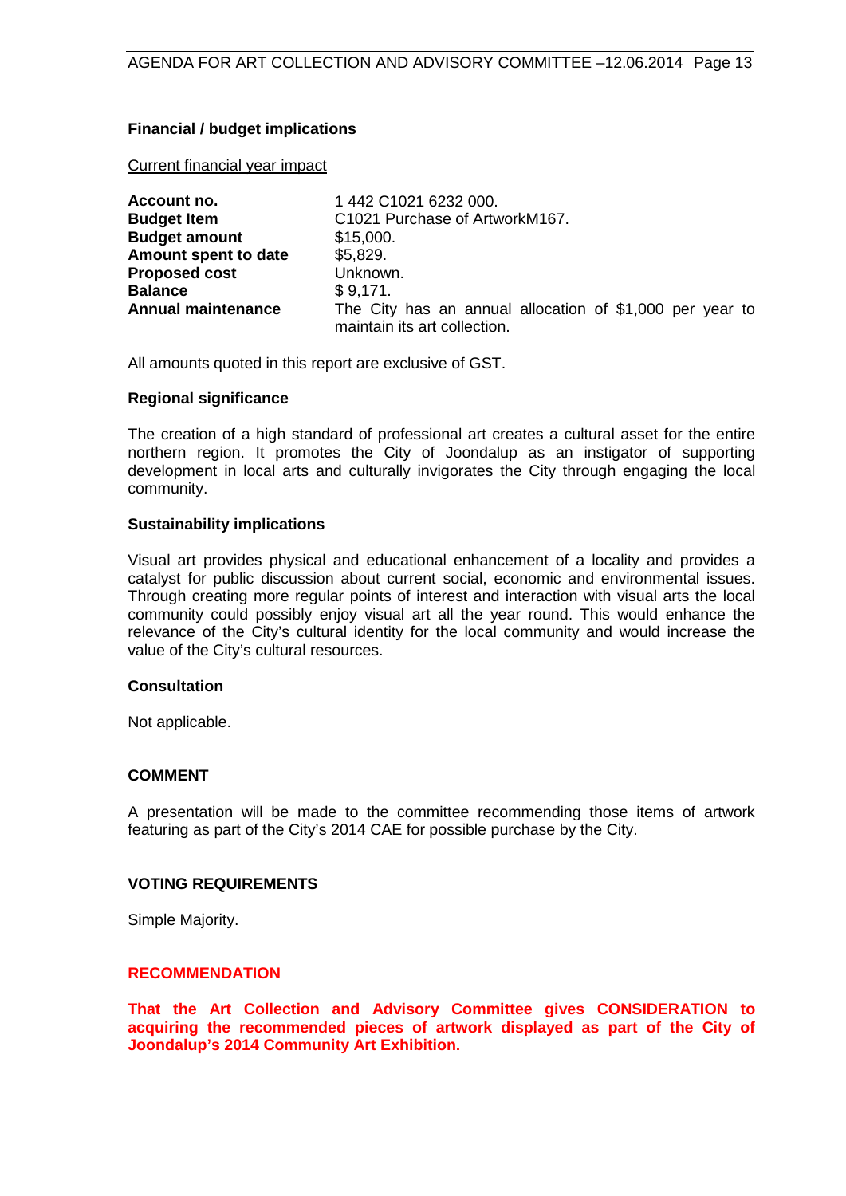**Financial / budget implications**

Current financial year impact

| | |
|---|---|
| **Account no.** | 1 442 C1021 6232 000. |
| **Budget Item** | C1021 Purchase of ArtworkM167. |
| **Budget amount** | $15,000. |
| **Amount spent to date** | $5,829. |
| **Proposed cost** | Unknown. |
| **Balance** | $ 9,171. |
| **Annual maintenance** | The City has an annual allocation of $1,000 per year to maintain its art collection. |

All amounts quoted in this report are exclusive of GST.

**Regional significance**

The creation of a high standard of professional art creates a cultural asset for the entire northern region. It promotes the City of Joondalup as an instigator of supporting development in local arts and culturally invigorates the City through engaging the local community.

**Sustainability implications**

Visual art provides physical and educational enhancement of a locality and provides a catalyst for public discussion about current social, economic and environmental issues. Through creating more regular points of interest and interaction with visual arts the local community could possibly enjoy visual art all the year round. This would enhance the relevance of the City's cultural identity for the local community and would increase the value of the City's cultural resources.

**Consultation**

Not applicable.

**COMMENT**

A presentation will be made to the committee recommending those items of artwork featuring as part of the City's 2014 CAE for possible purchase by the City.

**VOTING REQUIREMENTS**

Simple Majority.

**RECOMMENDATION**

**That the Art Collection and Advisory Committee gives CONSIDERATION to acquiring the recommended pieces of artwork displayed as part of the City of Joondalup's 2014 Community Art Exhibition.**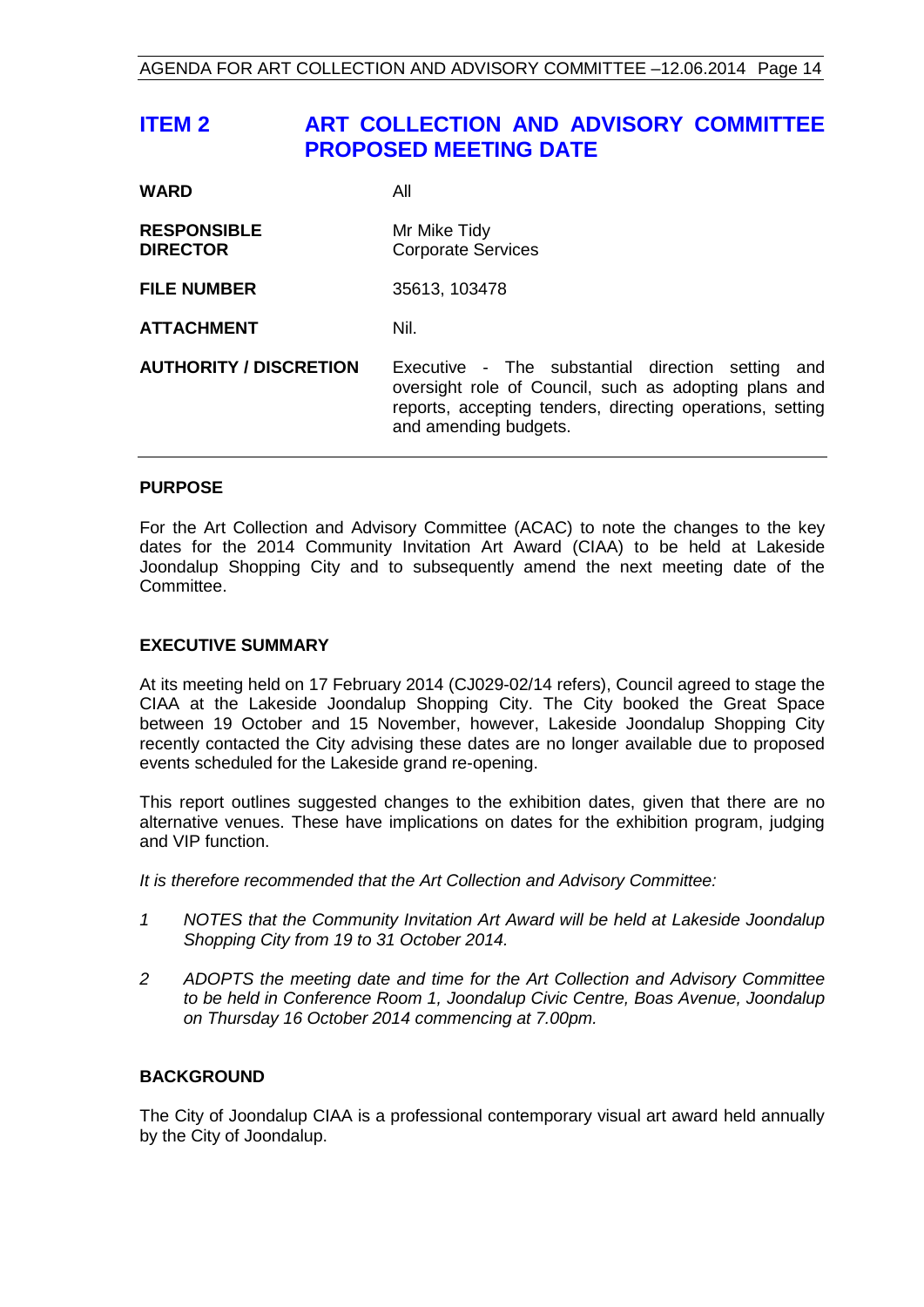# ITEM 2 ART COLLECTION AND ADVISORY COMMITTEE PROPOSED MEETING DATE

| | |
|---|---|
| **WARD** | All |
| **RESPONSIBLE DIRECTOR** | Mr Mike Tidy<br>Corporate Services |
| **FILE NUMBER** | 35613, 103478 |
| **ATTACHMENT** | Nil. |
| **AUTHORITY / DISCRETION** | Executive - The substantial direction setting and oversight role of Council, such as adopting plans and reports, accepting tenders, directing operations, setting and amending budgets. |

## PURPOSE

For the Art Collection and Advisory Committee (ACAC) to note the changes to the key dates for the 2014 Community Invitation Art Award (CIAA) to be held at Lakeside Joondalup Shopping City and to subsequently amend the next meeting date of the Committee.

## EXECUTIVE SUMMARY

At its meeting held on 17 February 2014 (CJ029-02/14 refers), Council agreed to stage the CIAA at the Lakeside Joondalup Shopping City. The City booked the Great Space between 19 October and 15 November, however, Lakeside Joondalup Shopping City recently contacted the City advising these dates are no longer available due to proposed events scheduled for the Lakeside grand re-opening.

This report outlines suggested changes to the exhibition dates, given that there are no alternative venues. These have implications on dates for the exhibition program, judging and VIP function.

*It is therefore recommended that the Art Collection and Advisory Committee:*

1. *NOTES that the Community Invitation Art Award will be held at Lakeside Joondalup Shopping City from 19 to 31 October 2014.*
2. *ADOPTS the meeting date and time for the Art Collection and Advisory Committee to be held in Conference Room 1, Joondalup Civic Centre, Boas Avenue, Joondalup on Thursday 16 October 2014 commencing at 7.00pm.*

## BACKGROUND

The City of Joondalup CIAA is a professional contemporary visual art award held annually by the City of Joondalup.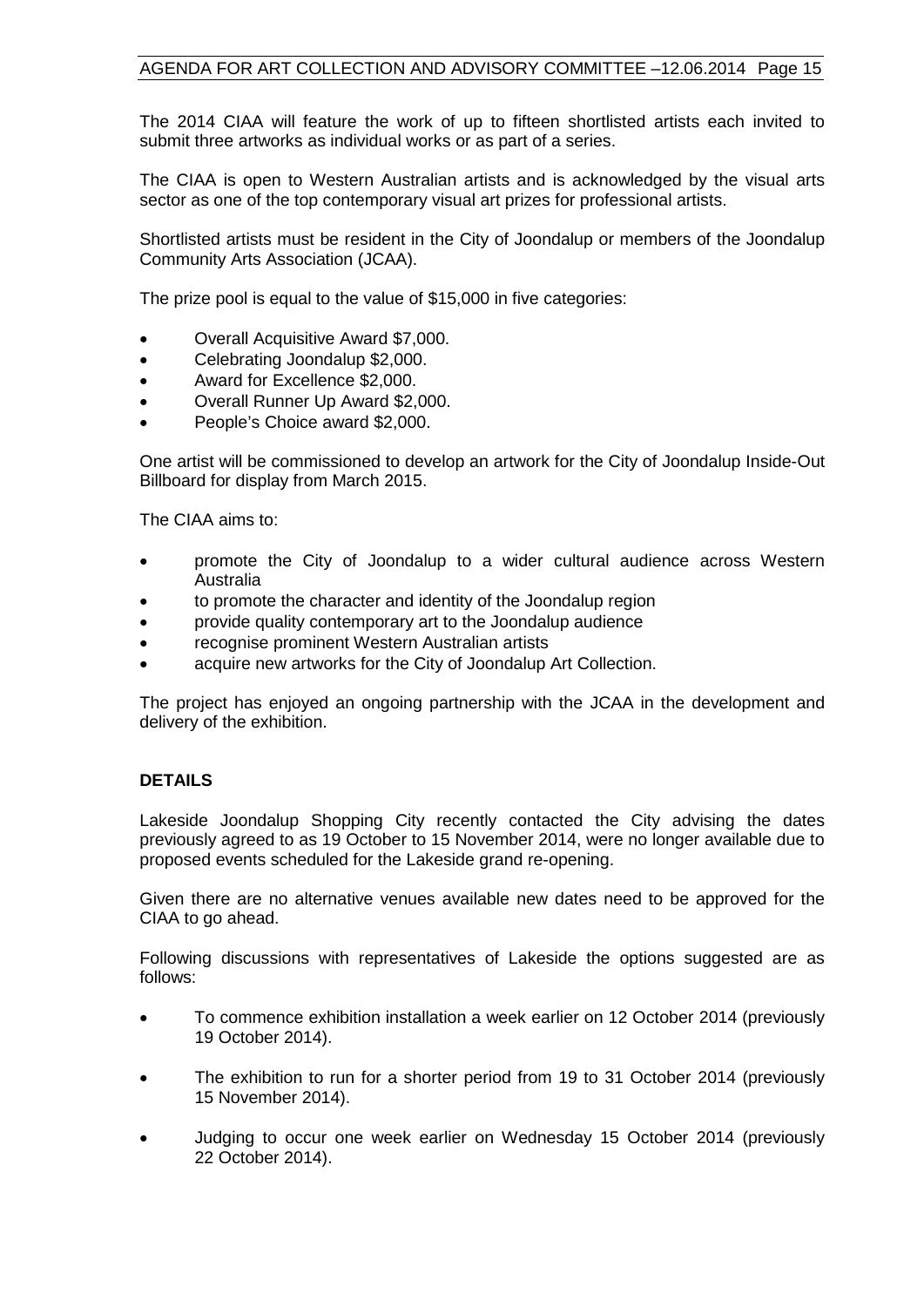The 2014 CIAA will feature the work of up to fifteen shortlisted artists each invited to submit three artworks as individual works or as part of a series.

The CIAA is open to Western Australian artists and is acknowledged by the visual arts sector as one of the top contemporary visual art prizes for professional artists.

Shortlisted artists must be resident in the City of Joondalup or members of the Joondalup Community Arts Association (JCAA).

The prize pool is equal to the value of $15,000 in five categories:

- Overall Acquisitive Award $7,000.
- Celebrating Joondalup $2,000.
- Award for Excellence $2,000.
- Overall Runner Up Award $2,000.
- People's Choice award $2,000.

One artist will be commissioned to develop an artwork for the City of Joondalup Inside-Out Billboard for display from March 2015.

The CIAA aims to:

- promote the City of Joondalup to a wider cultural audience across Western Australia
- to promote the character and identity of the Joondalup region
- provide quality contemporary art to the Joondalup audience
- recognise prominent Western Australian artists
- acquire new artworks for the City of Joondalup Art Collection.

The project has enjoyed an ongoing partnership with the JCAA in the development and delivery of the exhibition.

## DETAILS

Lakeside Joondalup Shopping City recently contacted the City advising the dates previously agreed to as 19 October to 15 November 2014, were no longer available due to proposed events scheduled for the Lakeside grand re-opening.

Given there are no alternative venues available new dates need to be approved for the CIAA to go ahead.

Following discussions with representatives of Lakeside the options suggested are as follows:

- To commence exhibition installation a week earlier on 12 October 2014 (previously 19 October 2014).
- The exhibition to run for a shorter period from 19 to 31 October 2014 (previously 15 November 2014).
- Judging to occur one week earlier on Wednesday 15 October 2014 (previously 22 October 2014).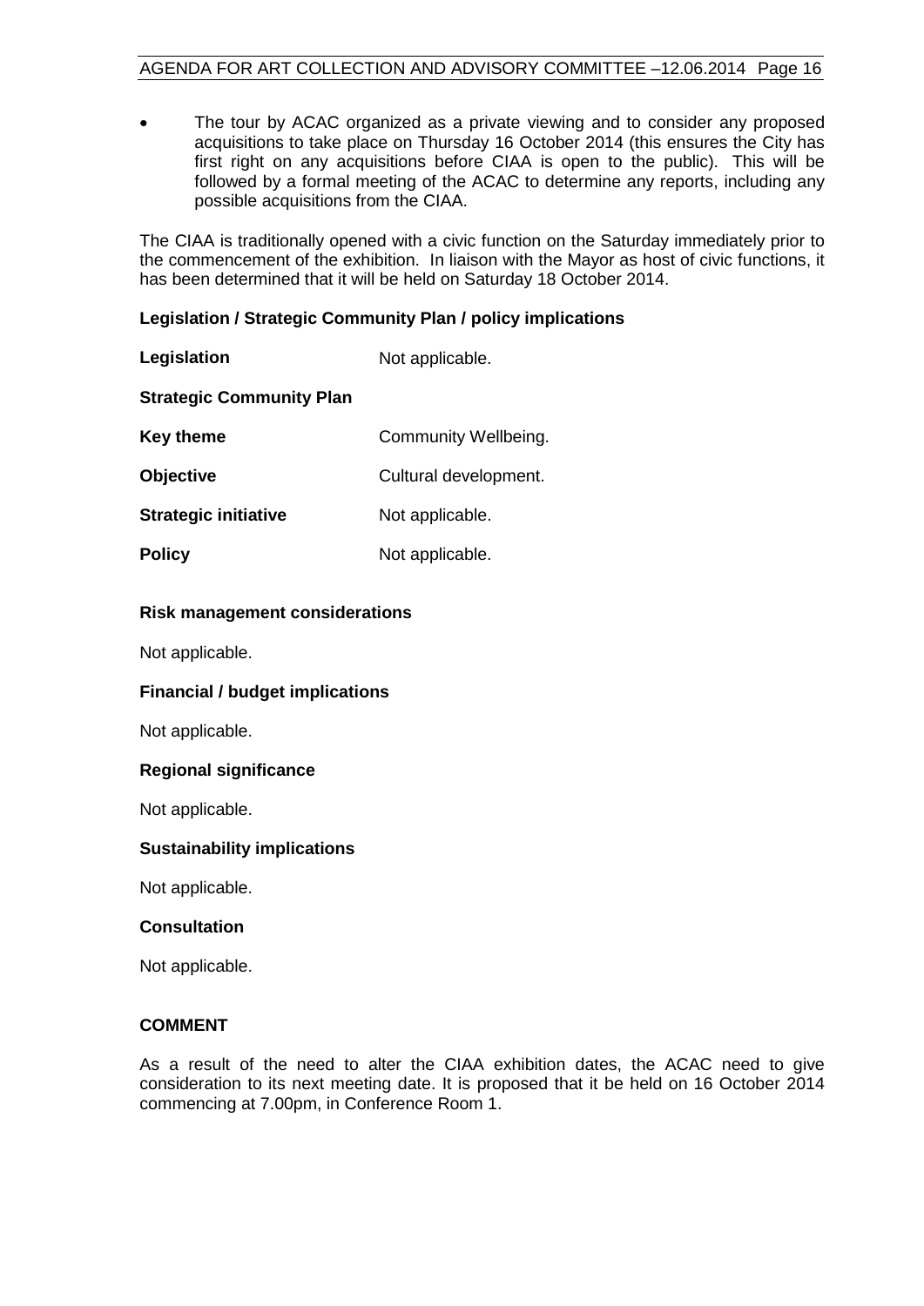- The tour by ACAC organized as a private viewing and to consider any proposed acquisitions to take place on Thursday 16 October 2014 (this ensures the City has first right on any acquisitions before CIAA is open to the public). This will be followed by a formal meeting of the ACAC to determine any reports, including any possible acquisitions from the CIAA.

The CIAA is traditionally opened with a civic function on the Saturday immediately prior to the commencement of the exhibition. In liaison with the Mayor as host of civic functions, it has been determined that it will be held on Saturday 18 October 2014.

**Legislation / Strategic Community Plan / policy implications**

| | |
|---|---|
| **Legislation** | Not applicable. |
| **Strategic Community Plan** | |
| **Key theme** | Community Wellbeing. |
| **Objective** | Cultural development. |
| **Strategic initiative** | Not applicable. |
| **Policy** | Not applicable. |

**Risk management considerations**

Not applicable.

**Financial / budget implications**

Not applicable.

**Regional significance**

Not applicable.

**Sustainability implications**

Not applicable.

**Consultation**

Not applicable.

**COMMENT**

As a result of the need to alter the CIAA exhibition dates, the ACAC need to give consideration to its next meeting date. It is proposed that it be held on 16 October 2014 commencing at 7.00pm, in Conference Room 1.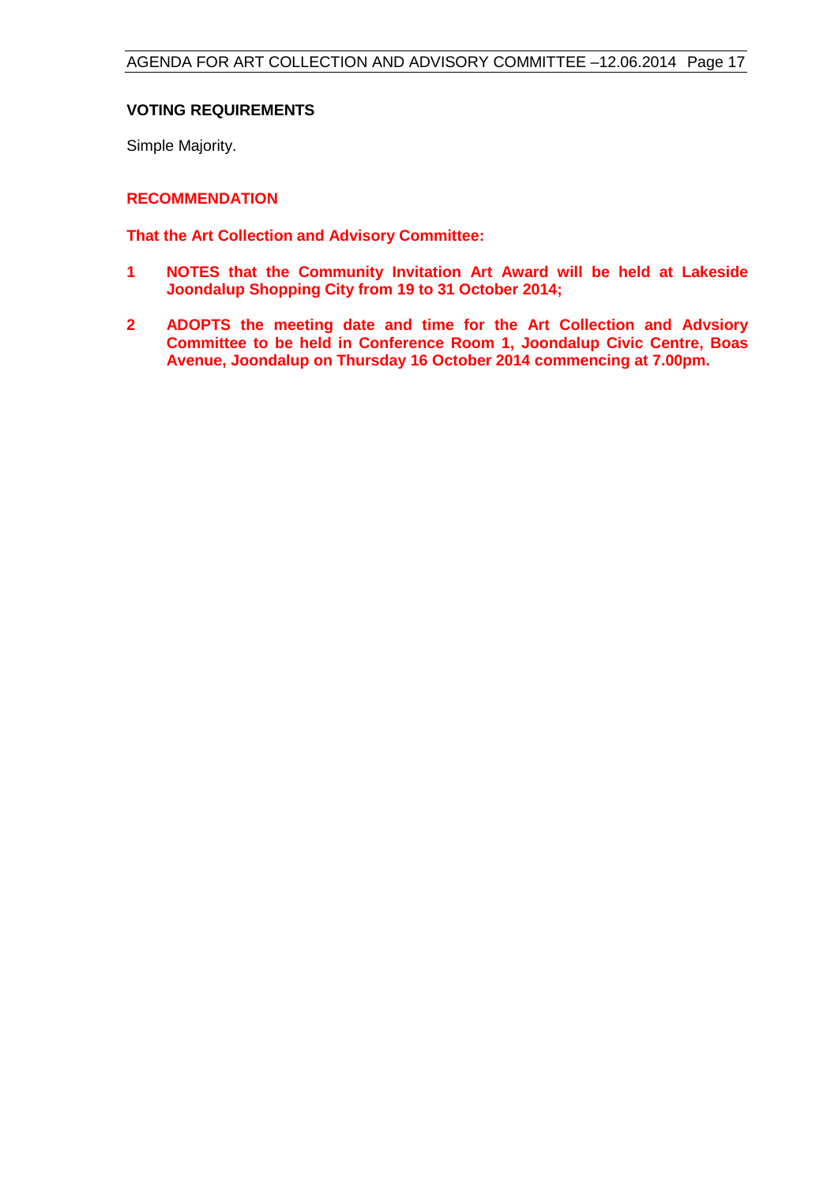**VOTING REQUIREMENTS**

Simple Majority.

**RECOMMENDATION**

**That the Art Collection and Advisory Committee:**

1. **NOTES that the Community Invitation Art Award will be held at Lakeside Joondalup Shopping City from 19 to 31 October 2014;**

2. **ADOPTS the meeting date and time for the Art Collection and Advsiory Committee to be held in Conference Room 1, Joondalup Civic Centre, Boas Avenue, Joondalup on Thursday 16 October 2014 commencing at 7.00pm.**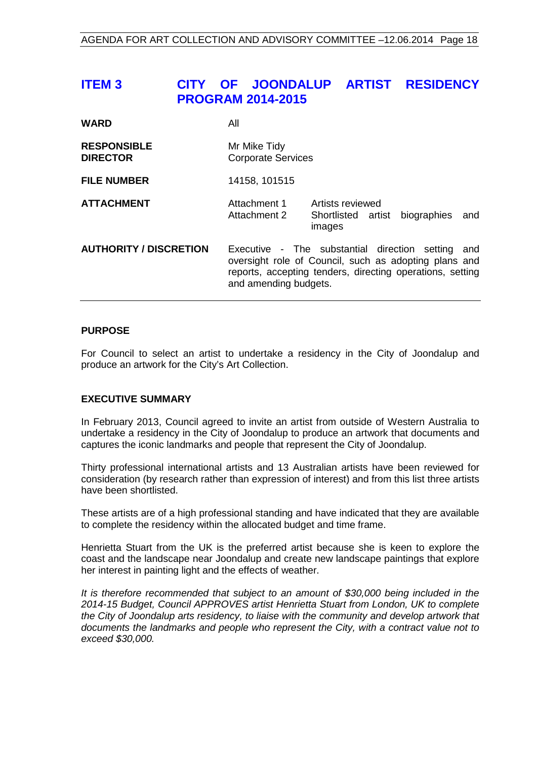# ITEM 3 CITY OF JOONDALUP ARTIST RESIDENCY PROGRAM 2014-2015

| | | |
|---|---|---|
| **WARD** | All | |
| **RESPONSIBLE DIRECTOR** | Mr Mike Tidy<br>Corporate Services | |
| **FILE NUMBER** | 14158, 101515 | |
| **ATTACHMENT** | Attachment 1<br>Attachment 2 | Artists reviewed<br>Shortlisted artist biographies and images |
| **AUTHORITY / DISCRETION** | Executive - The substantial direction setting and oversight role of Council, such as adopting plans and reports, accepting tenders, directing operations, setting and amending budgets. | |

## PURPOSE

For Council to select an artist to undertake a residency in the City of Joondalup and produce an artwork for the City's Art Collection.

## EXECUTIVE SUMMARY

In February 2013, Council agreed to invite an artist from outside of Western Australia to undertake a residency in the City of Joondalup to produce an artwork that documents and captures the iconic landmarks and people that represent the City of Joondalup.

Thirty professional international artists and 13 Australian artists have been reviewed for consideration (by research rather than expression of interest) and from this list three artists have been shortlisted.

These artists are of a high professional standing and have indicated that they are available to complete the residency within the allocated budget and time frame.

Henrietta Stuart from the UK is the preferred artist because she is keen to explore the coast and the landscape near Joondalup and create new landscape paintings that explore her interest in painting light and the effects of weather.

*It is therefore recommended that subject to an amount of $30,000 being included in the 2014-15 Budget, Council APPROVES artist Henrietta Stuart from London, UK to complete the City of Joondalup arts residency, to liaise with the community and develop artwork that documents the landmarks and people who represent the City, with a contract value not to exceed $30,000.*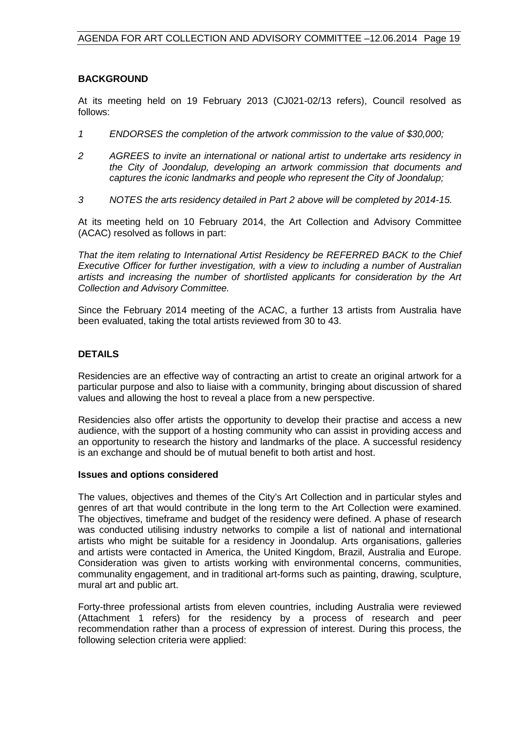## BACKGROUND

At its meeting held on 19 February 2013 (CJ021-02/13 refers), Council resolved as follows:

1. *ENDORSES the completion of the artwork commission to the value of $30,000;*
2. *AGREES to invite an international or national artist to undertake arts residency in the City of Joondalup, developing an artwork commission that documents and captures the iconic landmarks and people who represent the City of Joondalup;*
3. *NOTES the arts residency detailed in Part 2 above will be completed by 2014-15.*

At its meeting held on 10 February 2014, the Art Collection and Advisory Committee (ACAC) resolved as follows in part:

*That the item relating to International Artist Residency be REFERRED BACK to the Chief Executive Officer for further investigation, with a view to including a number of Australian artists and increasing the number of shortlisted applicants for consideration by the Art Collection and Advisory Committee.*

Since the February 2014 meeting of the ACAC, a further 13 artists from Australia have been evaluated, taking the total artists reviewed from 30 to 43.

## DETAILS

Residencies are an effective way of contracting an artist to create an original artwork for a particular purpose and also to liaise with a community, bringing about discussion of shared values and allowing the host to reveal a place from a new perspective.

Residencies also offer artists the opportunity to develop their practise and access a new audience, with the support of a hosting community who can assist in providing access and an opportunity to research the history and landmarks of the place. A successful residency is an exchange and should be of mutual benefit to both artist and host.

### Issues and options considered

The values, objectives and themes of the City's Art Collection and in particular styles and genres of art that would contribute in the long term to the Art Collection were examined. The objectives, timeframe and budget of the residency were defined. A phase of research was conducted utilising industry networks to compile a list of national and international artists who might be suitable for a residency in Joondalup. Arts organisations, galleries and artists were contacted in America, the United Kingdom, Brazil, Australia and Europe. Consideration was given to artists working with environmental concerns, communities, communality engagement, and in traditional art-forms such as painting, drawing, sculpture, mural art and public art.

Forty-three professional artists from eleven countries, including Australia were reviewed (Attachment 1 refers) for the residency by a process of research and peer recommendation rather than a process of expression of interest. During this process, the following selection criteria were applied: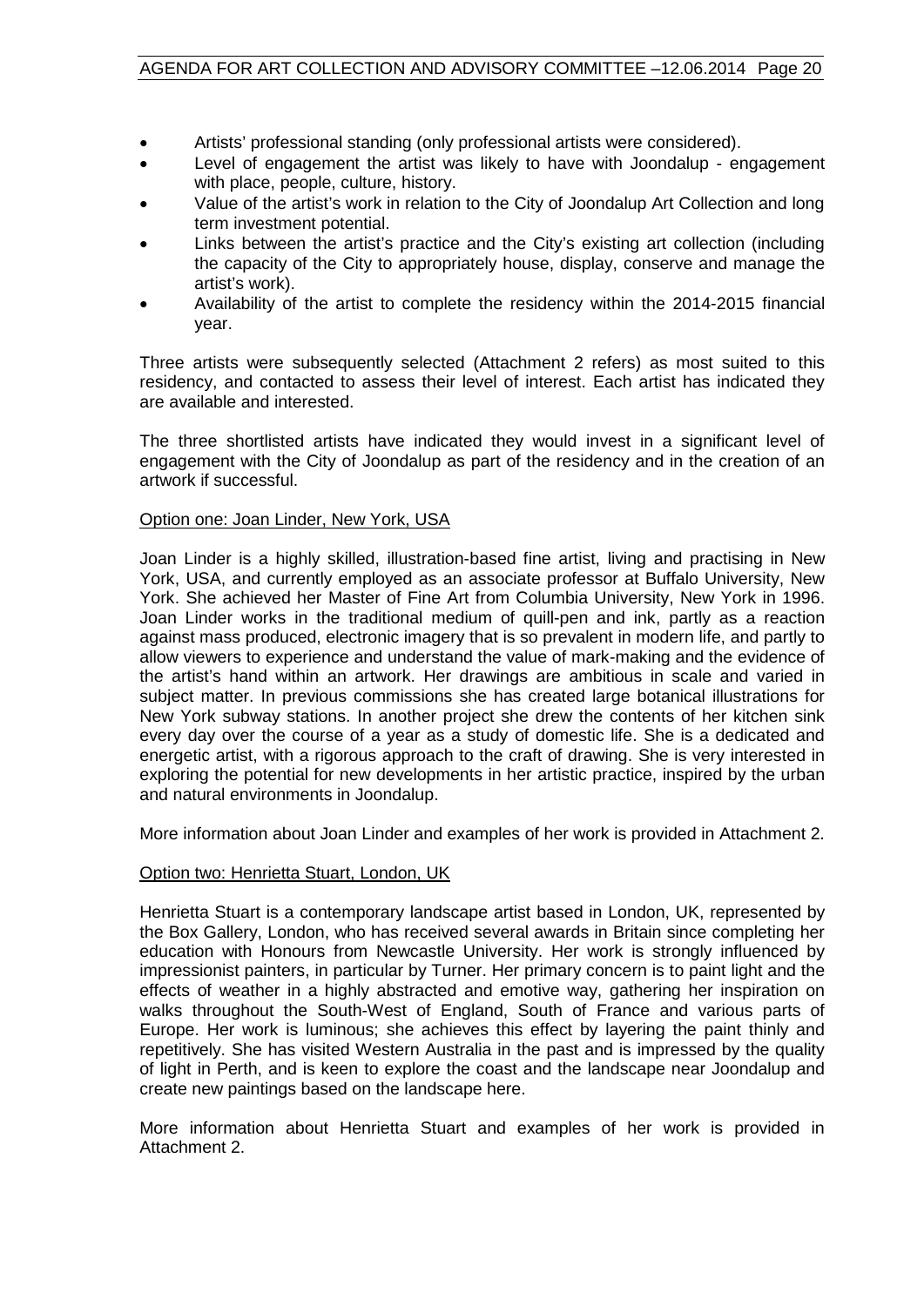- Artists' professional standing (only professional artists were considered).
- Level of engagement the artist was likely to have with Joondalup - engagement with place, people, culture, history.
- Value of the artist's work in relation to the City of Joondalup Art Collection and long term investment potential.
- Links between the artist's practice and the City's existing art collection (including the capacity of the City to appropriately house, display, conserve and manage the artist's work).
- Availability of the artist to complete the residency within the 2014-2015 financial year.

Three artists were subsequently selected (Attachment 2 refers) as most suited to this residency, and contacted to assess their level of interest. Each artist has indicated they are available and interested.

The three shortlisted artists have indicated they would invest in a significant level of engagement with the City of Joondalup as part of the residency and in the creation of an artwork if successful.

<u>Option one: Joan Linder, New York, USA</u>

Joan Linder is a highly skilled, illustration-based fine artist, living and practising in New York, USA, and currently employed as an associate professor at Buffalo University, New York. She achieved her Master of Fine Art from Columbia University, New York in 1996. Joan Linder works in the traditional medium of quill-pen and ink, partly as a reaction against mass produced, electronic imagery that is so prevalent in modern life, and partly to allow viewers to experience and understand the value of mark-making and the evidence of the artist's hand within an artwork. Her drawings are ambitious in scale and varied in subject matter. In previous commissions she has created large botanical illustrations for New York subway stations. In another project she drew the contents of her kitchen sink every day over the course of a year as a study of domestic life. She is a dedicated and energetic artist, with a rigorous approach to the craft of drawing. She is very interested in exploring the potential for new developments in her artistic practice, inspired by the urban and natural environments in Joondalup.

More information about Joan Linder and examples of her work is provided in Attachment 2.

<u>Option two: Henrietta Stuart, London, UK</u>

Henrietta Stuart is a contemporary landscape artist based in London, UK, represented by the Box Gallery, London, who has received several awards in Britain since completing her education with Honours from Newcastle University. Her work is strongly influenced by impressionist painters, in particular by Turner. Her primary concern is to paint light and the effects of weather in a highly abstracted and emotive way, gathering her inspiration on walks throughout the South-West of England, South of France and various parts of Europe. Her work is luminous; she achieves this effect by layering the paint thinly and repetitively. She has visited Western Australia in the past and is impressed by the quality of light in Perth, and is keen to explore the coast and the landscape near Joondalup and create new paintings based on the landscape here.

More information about Henrietta Stuart and examples of her work is provided in Attachment 2.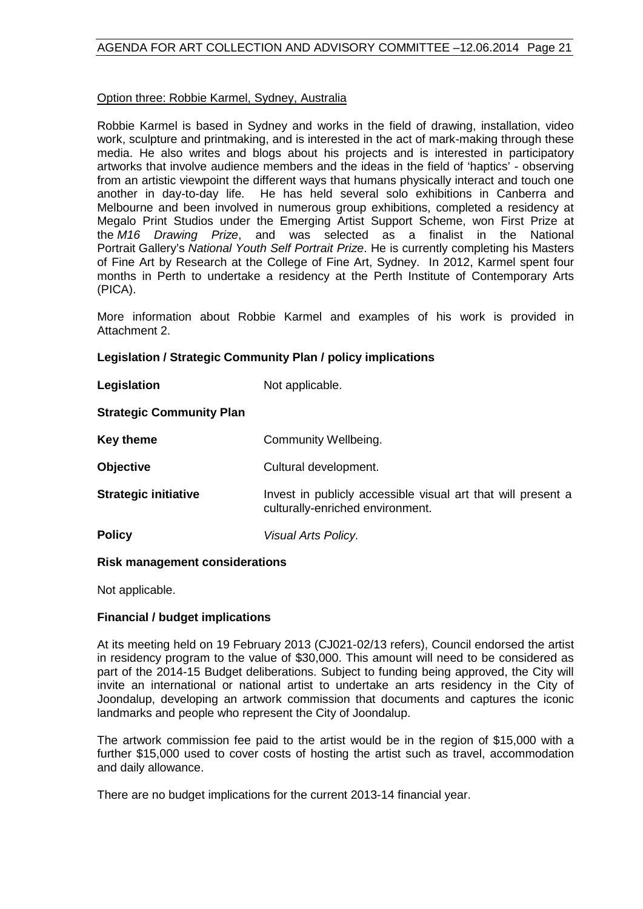Option three: Robbie Karmel, Sydney, Australia

Robbie Karmel is based in Sydney and works in the field of drawing, installation, video work, sculpture and printmaking, and is interested in the act of mark-making through these media. He also writes and blogs about his projects and is interested in participatory artworks that involve audience members and the ideas in the field of 'haptics' - observing from an artistic viewpoint the different ways that humans physically interact and touch one another in day-to-day life. He has held several solo exhibitions in Canberra and Melbourne and been involved in numerous group exhibitions, completed a residency at Megalo Print Studios under the Emerging Artist Support Scheme, won First Prize at the *M16 Drawing Prize*, and was selected as a finalist in the National Portrait Gallery's *National Youth Self Portrait Prize*. He is currently completing his Masters of Fine Art by Research at the College of Fine Art, Sydney. In 2012, Karmel spent four months in Perth to undertake a residency at the Perth Institute of Contemporary Arts (PICA).

More information about Robbie Karmel and examples of his work is provided in Attachment 2.

**Legislation / Strategic Community Plan / policy implications**

**Legislation** Not applicable.

**Strategic Community Plan**

**Key theme** Community Wellbeing.

**Objective** Cultural development.

**Strategic initiative** Invest in publicly accessible visual art that will present a culturally-enriched environment.

**Policy** *Visual Arts Policy.*

**Risk management considerations**

Not applicable.

**Financial / budget implications**

At its meeting held on 19 February 2013 (CJ021-02/13 refers), Council endorsed the artist in residency program to the value of $30,000. This amount will need to be considered as part of the 2014-15 Budget deliberations. Subject to funding being approved, the City will invite an international or national artist to undertake an arts residency in the City of Joondalup, developing an artwork commission that documents and captures the iconic landmarks and people who represent the City of Joondalup.

The artwork commission fee paid to the artist would be in the region of $15,000 with a further $15,000 used to cover costs of hosting the artist such as travel, accommodation and daily allowance.

There are no budget implications for the current 2013-14 financial year.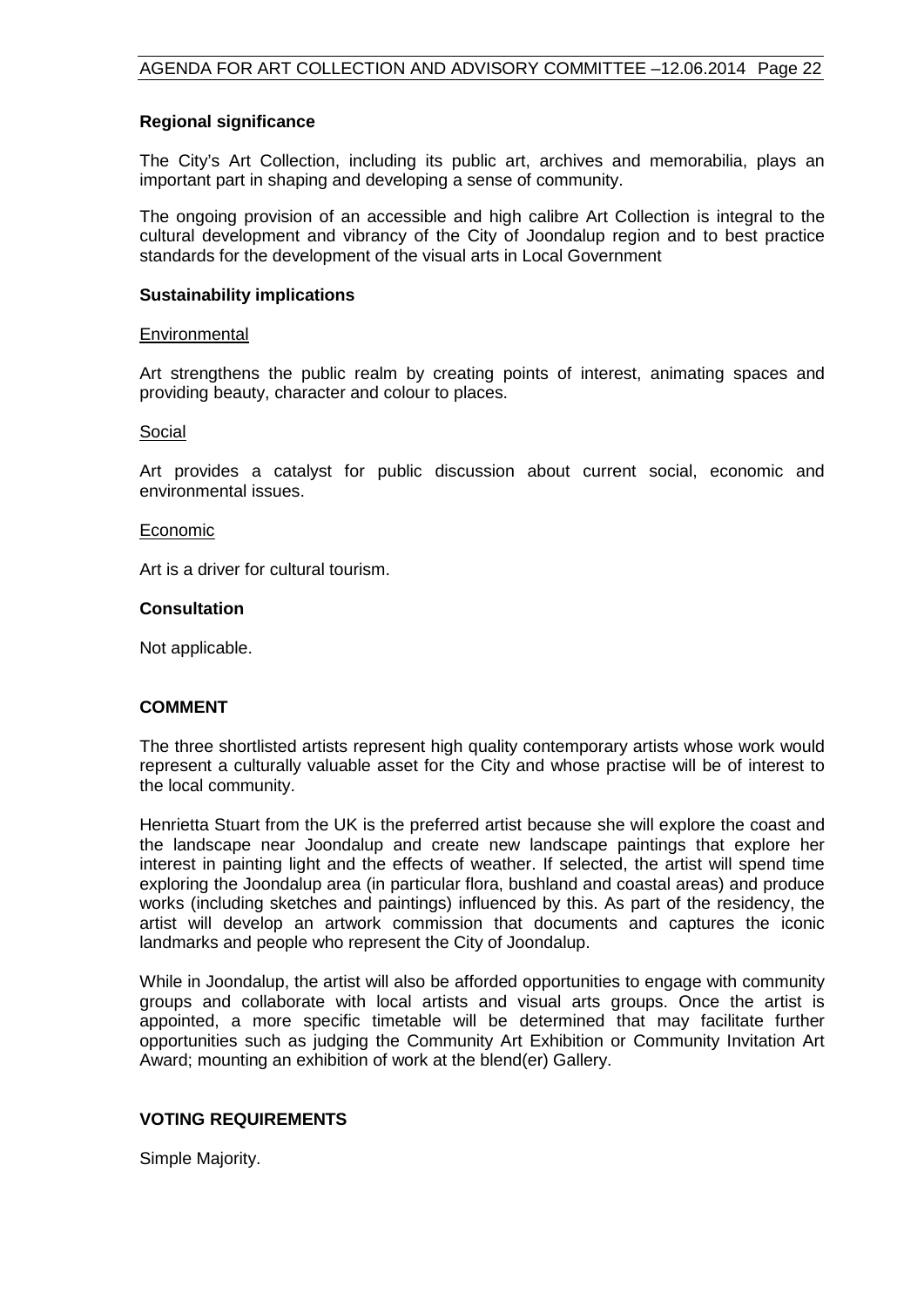**Regional significance**

The City's Art Collection, including its public art, archives and memorabilia, plays an important part in shaping and developing a sense of community.

The ongoing provision of an accessible and high calibre Art Collection is integral to the cultural development and vibrancy of the City of Joondalup region and to best practice standards for the development of the visual arts in Local Government

**Sustainability implications**

Environmental

Art strengthens the public realm by creating points of interest, animating spaces and providing beauty, character and colour to places.

Social

Art provides a catalyst for public discussion about current social, economic and environmental issues.

Economic

Art is a driver for cultural tourism.

**Consultation**

Not applicable.

## COMMENT

The three shortlisted artists represent high quality contemporary artists whose work would represent a culturally valuable asset for the City and whose practise will be of interest to the local community.

Henrietta Stuart from the UK is the preferred artist because she will explore the coast and the landscape near Joondalup and create new landscape paintings that explore her interest in painting light and the effects of weather. If selected, the artist will spend time exploring the Joondalup area (in particular flora, bushland and coastal areas) and produce works (including sketches and paintings) influenced by this. As part of the residency, the artist will develop an artwork commission that documents and captures the iconic landmarks and people who represent the City of Joondalup.

While in Joondalup, the artist will also be afforded opportunities to engage with community groups and collaborate with local artists and visual arts groups. Once the artist is appointed, a more specific timetable will be determined that may facilitate further opportunities such as judging the Community Art Exhibition or Community Invitation Art Award; mounting an exhibition of work at the blend(er) Gallery.

## VOTING REQUIREMENTS

Simple Majority.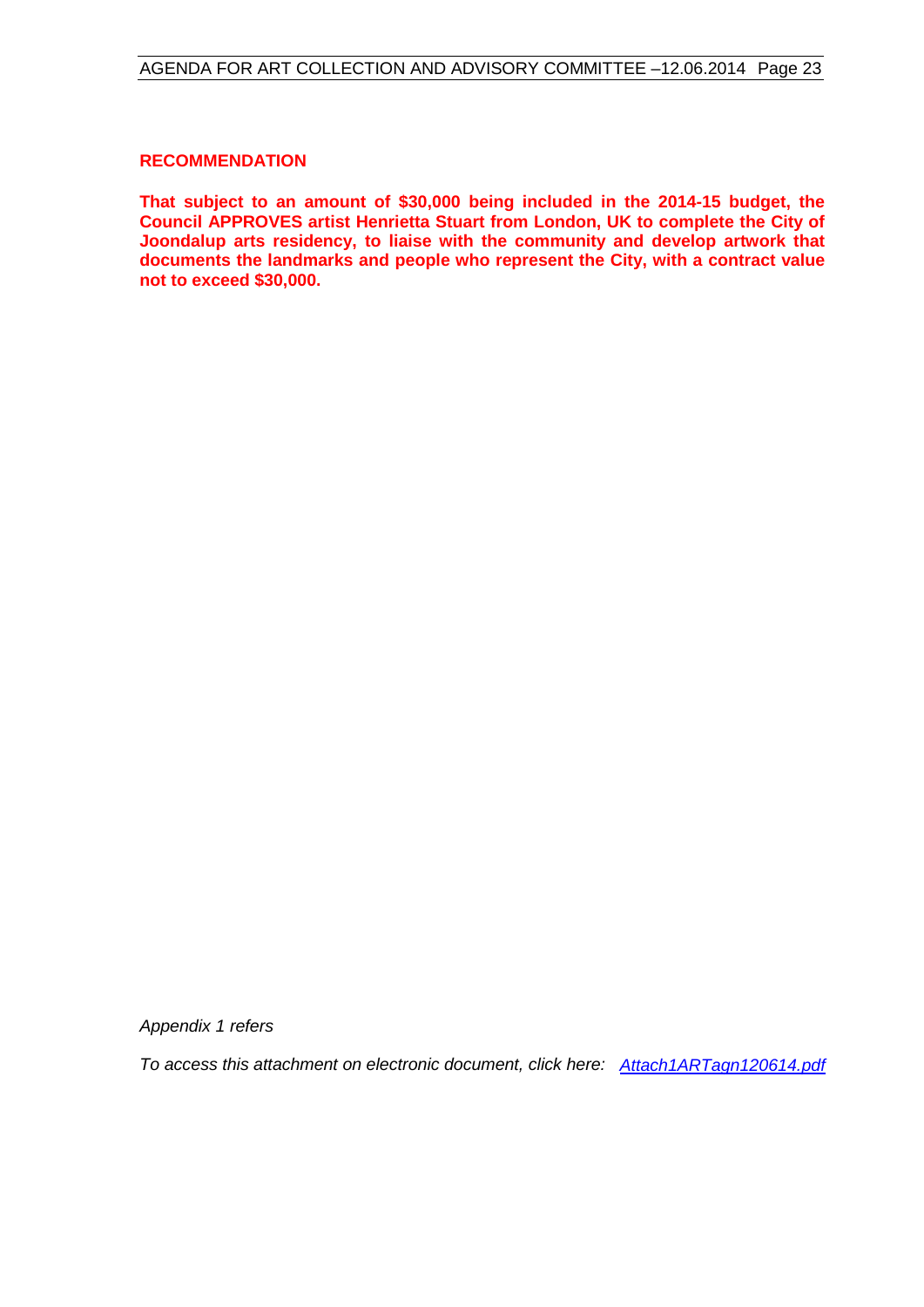**RECOMMENDATION**

**That subject to an amount of $30,000 being included in the 2014-15 budget, the Council APPROVES artist Henrietta Stuart from London, UK to complete the City of Joondalup arts residency, to liaise with the community and develop artwork that documents the landmarks and people who represent the City, with a contract value not to exceed $30,000.**

*Appendix 1 refers*

*To access this attachment on electronic document, click here: Attach1ARTagn120614.pdf*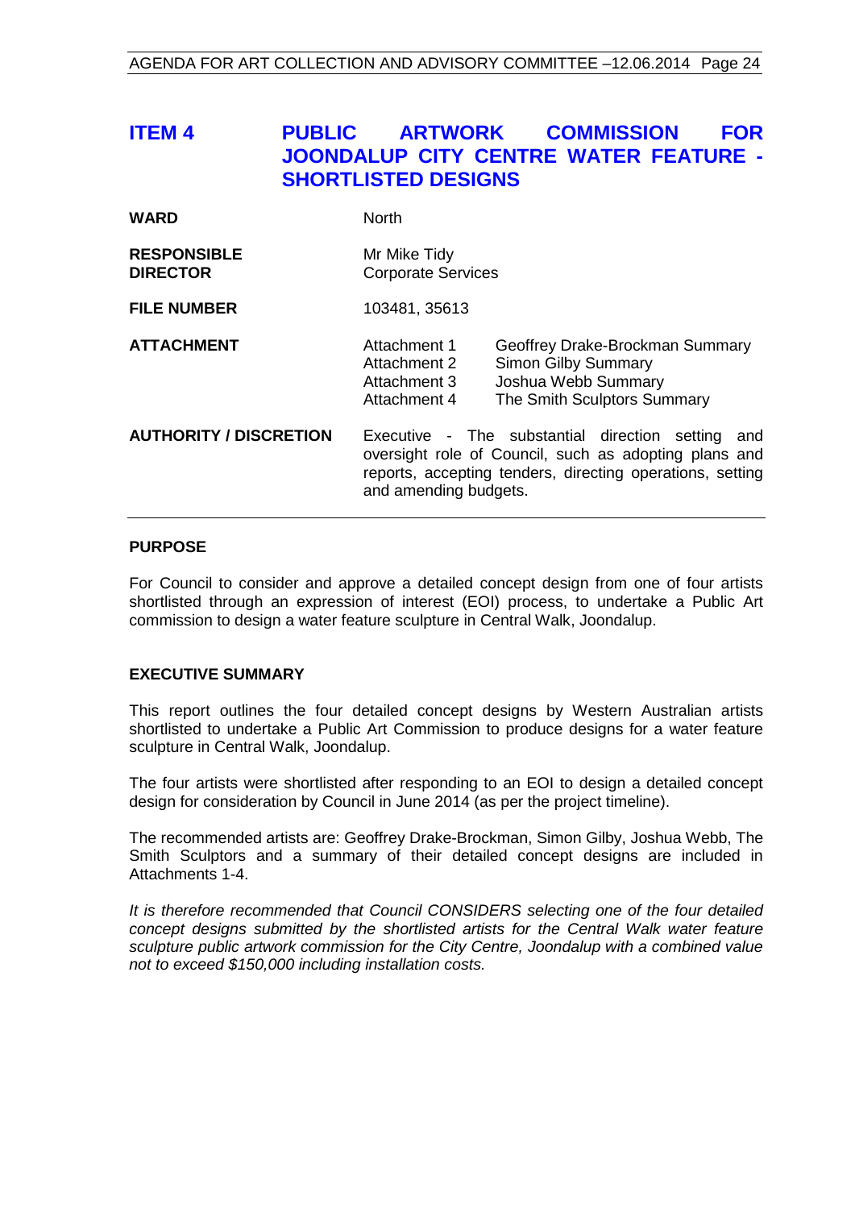# ITEM 4 PUBLIC ARTWORK COMMISSION FOR JOONDALUP CITY CENTRE WATER FEATURE - SHORTLISTED DESIGNS

| | | |
|---|---|---|
| **WARD** | North | |
| **RESPONSIBLE DIRECTOR** | Mr Mike Tidy<br>Corporate Services | |
| **FILE NUMBER** | 103481, 35613 | |
| **ATTACHMENT** | Attachment 1<br>Attachment 2<br>Attachment 3<br>Attachment 4 | Geoffrey Drake-Brockman Summary<br>Simon Gilby Summary<br>Joshua Webb Summary<br>The Smith Sculptors Summary |
| **AUTHORITY / DISCRETION** | Executive - The substantial direction setting and oversight role of Council, such as adopting plans and reports, accepting tenders, directing operations, setting and amending budgets. | |

## PURPOSE

For Council to consider and approve a detailed concept design from one of four artists shortlisted through an expression of interest (EOI) process, to undertake a Public Art commission to design a water feature sculpture in Central Walk, Joondalup.

## EXECUTIVE SUMMARY

This report outlines the four detailed concept designs by Western Australian artists shortlisted to undertake a Public Art Commission to produce designs for a water feature sculpture in Central Walk, Joondalup.

The four artists were shortlisted after responding to an EOI to design a detailed concept design for consideration by Council in June 2014 (as per the project timeline).

The recommended artists are: Geoffrey Drake-Brockman, Simon Gilby, Joshua Webb, The Smith Sculptors and a summary of their detailed concept designs are included in Attachments 1-4.

*It is therefore recommended that Council CONSIDERS selecting one of the four detailed concept designs submitted by the shortlisted artists for the Central Walk water feature sculpture public artwork commission for the City Centre, Joondalup with a combined value not to exceed $150,000 including installation costs.*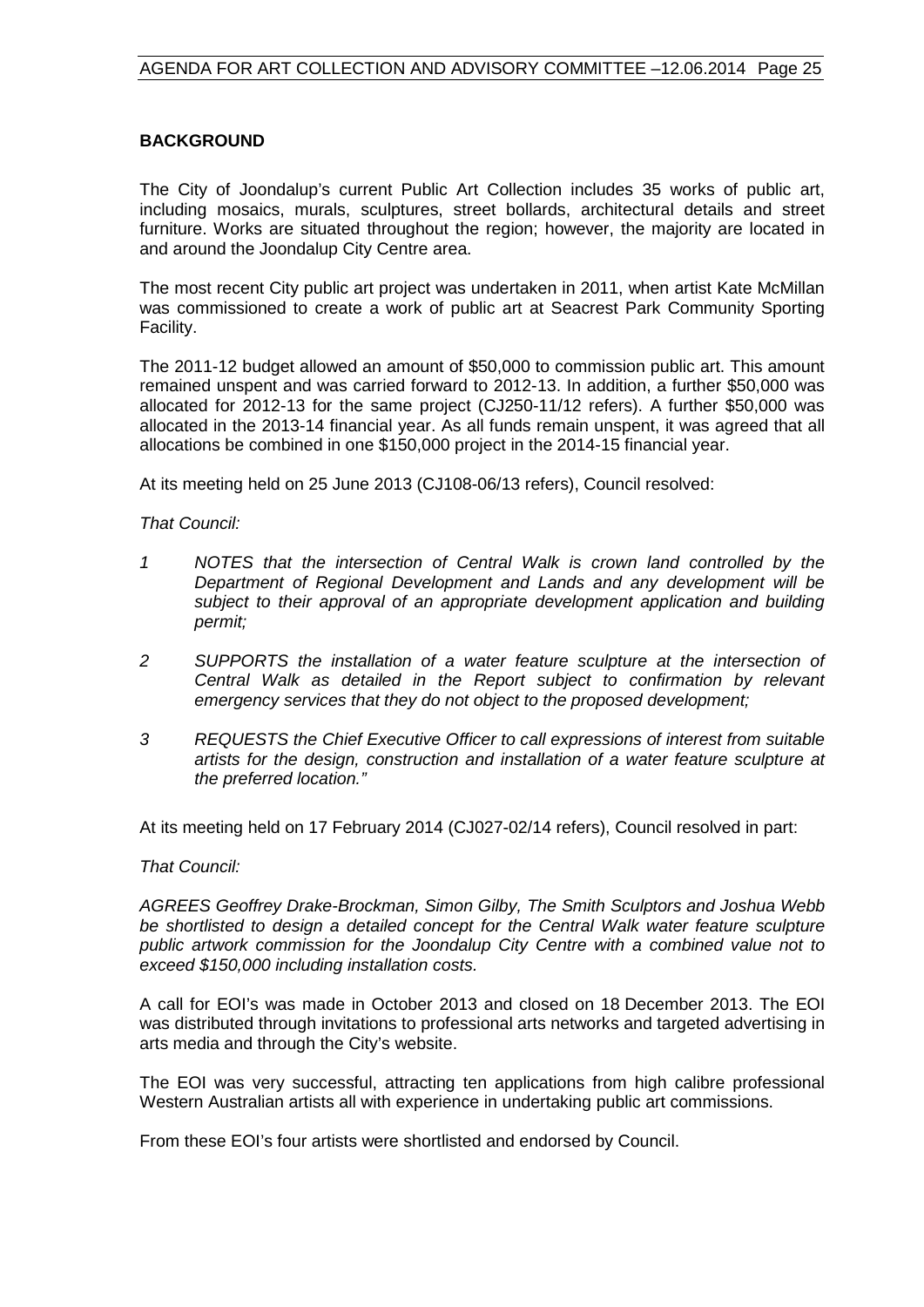## BACKGROUND

The City of Joondalup's current Public Art Collection includes 35 works of public art, including mosaics, murals, sculptures, street bollards, architectural details and street furniture. Works are situated throughout the region; however, the majority are located in and around the Joondalup City Centre area.

The most recent City public art project was undertaken in 2011, when artist Kate McMillan was commissioned to create a work of public art at Seacrest Park Community Sporting Facility.

The 2011-12 budget allowed an amount of $50,000 to commission public art. This amount remained unspent and was carried forward to 2012-13. In addition, a further $50,000 was allocated for 2012-13 for the same project (CJ250-11/12 refers). A further $50,000 was allocated in the 2013-14 financial year. As all funds remain unspent, it was agreed that all allocations be combined in one $150,000 project in the 2014-15 financial year.

At its meeting held on 25 June 2013 (CJ108-06/13 refers), Council resolved:

*That Council:*

1. *NOTES that the intersection of Central Walk is crown land controlled by the Department of Regional Development and Lands and any development will be subject to their approval of an appropriate development application and building permit;*
2. *SUPPORTS the installation of a water feature sculpture at the intersection of Central Walk as detailed in the Report subject to confirmation by relevant emergency services that they do not object to the proposed development;*
3. *REQUESTS the Chief Executive Officer to call expressions of interest from suitable artists for the design, construction and installation of a water feature sculpture at the preferred location."*

At its meeting held on 17 February 2014 (CJ027-02/14 refers), Council resolved in part:

*That Council:*

*AGREES Geoffrey Drake-Brockman, Simon Gilby, The Smith Sculptors and Joshua Webb be shortlisted to design a detailed concept for the Central Walk water feature sculpture public artwork commission for the Joondalup City Centre with a combined value not to exceed $150,000 including installation costs.*

A call for EOI's was made in October 2013 and closed on 18 December 2013. The EOI was distributed through invitations to professional arts networks and targeted advertising in arts media and through the City's website.

The EOI was very successful, attracting ten applications from high calibre professional Western Australian artists all with experience in undertaking public art commissions.

From these EOI's four artists were shortlisted and endorsed by Council.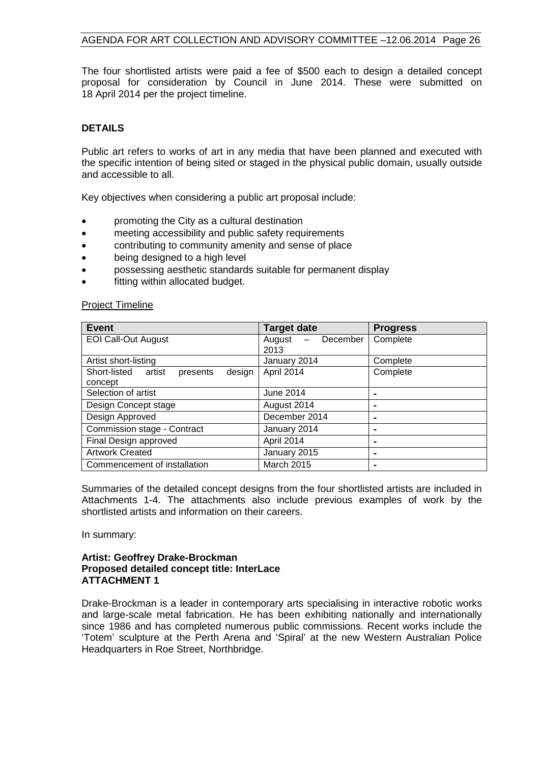The four shortlisted artists were paid a fee of $500 each to design a detailed concept proposal for consideration by Council in June 2014. These were submitted on 18 April 2014 per the project timeline.

## DETAILS

Public art refers to works of art in any media that have been planned and executed with the specific intention of being sited or staged in the physical public domain, usually outside and accessible to all.

Key objectives when considering a public art proposal include:

- promoting the City as a cultural destination
- meeting accessibility and public safety requirements
- contributing to community amenity and sense of place
- being designed to a high level
- possessing aesthetic standards suitable for permanent display
- fitting within allocated budget.

Project Timeline

| Event | Target date | Progress |
|---|---|---|
| EOI Call-Out August | August – December 2013 | Complete |
| Artist short-listing | January 2014 | Complete |
| Short-listed artist presents design concept | April 2014 | Complete |
| Selection of artist | June 2014 | - |
| Design Concept stage | August 2014 | - |
| Design Approved | December 2014 | - |
| Commission stage - Contract | January 2014 | - |
| Final Design approved | April 2014 | - |
| Artwork Created | January 2015 | - |
| Commencement of installation | March 2015 | - |

Summaries of the detailed concept designs from the four shortlisted artists are included in Attachments 1-4. The attachments also include previous examples of work by the shortlisted artists and information on their careers.

In summary:

**Artist: Geoffrey Drake-Brockman**
**Proposed detailed concept title: InterLace**
**ATTACHMENT 1**

Drake-Brockman is a leader in contemporary arts specialising in interactive robotic works and large-scale metal fabrication. He has been exhibiting nationally and internationally since 1986 and has completed numerous public commissions. Recent works include the 'Totem' sculpture at the Perth Arena and 'Spiral' at the new Western Australian Police Headquarters in Roe Street, Northbridge.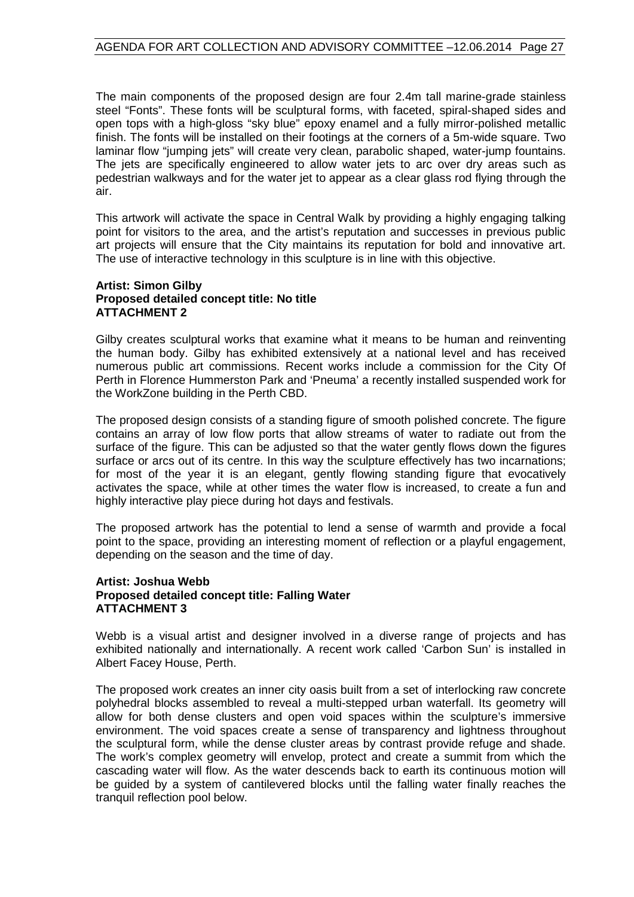The main components of the proposed design are four 2.4m tall marine-grade stainless steel "Fonts". These fonts will be sculptural forms, with faceted, spiral-shaped sides and open tops with a high-gloss "sky blue" epoxy enamel and a fully mirror-polished metallic finish. The fonts will be installed on their footings at the corners of a 5m-wide square. Two laminar flow "jumping jets" will create very clean, parabolic shaped, water-jump fountains. The jets are specifically engineered to allow water jets to arc over dry areas such as pedestrian walkways and for the water jet to appear as a clear glass rod flying through the air.

This artwork will activate the space in Central Walk by providing a highly engaging talking point for visitors to the area, and the artist's reputation and successes in previous public art projects will ensure that the City maintains its reputation for bold and innovative art. The use of interactive technology in this sculpture is in line with this objective.

**Artist: Simon Gilby**
**Proposed detailed concept title: No title**
**ATTACHMENT 2**

Gilby creates sculptural works that examine what it means to be human and reinventing the human body. Gilby has exhibited extensively at a national level and has received numerous public art commissions. Recent works include a commission for the City Of Perth in Florence Hummerston Park and 'Pneuma' a recently installed suspended work for the WorkZone building in the Perth CBD.

The proposed design consists of a standing figure of smooth polished concrete. The figure contains an array of low flow ports that allow streams of water to radiate out from the surface of the figure. This can be adjusted so that the water gently flows down the figures surface or arcs out of its centre. In this way the sculpture effectively has two incarnations; for most of the year it is an elegant, gently flowing standing figure that evocatively activates the space, while at other times the water flow is increased, to create a fun and highly interactive play piece during hot days and festivals.

The proposed artwork has the potential to lend a sense of warmth and provide a focal point to the space, providing an interesting moment of reflection or a playful engagement, depending on the season and the time of day.

**Artist: Joshua Webb**
**Proposed detailed concept title: Falling Water**
**ATTACHMENT 3**

Webb is a visual artist and designer involved in a diverse range of projects and has exhibited nationally and internationally. A recent work called 'Carbon Sun' is installed in Albert Facey House, Perth.

The proposed work creates an inner city oasis built from a set of interlocking raw concrete polyhedral blocks assembled to reveal a multi-stepped urban waterfall. Its geometry will allow for both dense clusters and open void spaces within the sculpture's immersive environment. The void spaces create a sense of transparency and lightness throughout the sculptural form, while the dense cluster areas by contrast provide refuge and shade. The work's complex geometry will envelop, protect and create a summit from which the cascading water will flow. As the water descends back to earth its continuous motion will be guided by a system of cantilevered blocks until the falling water finally reaches the tranquil reflection pool below.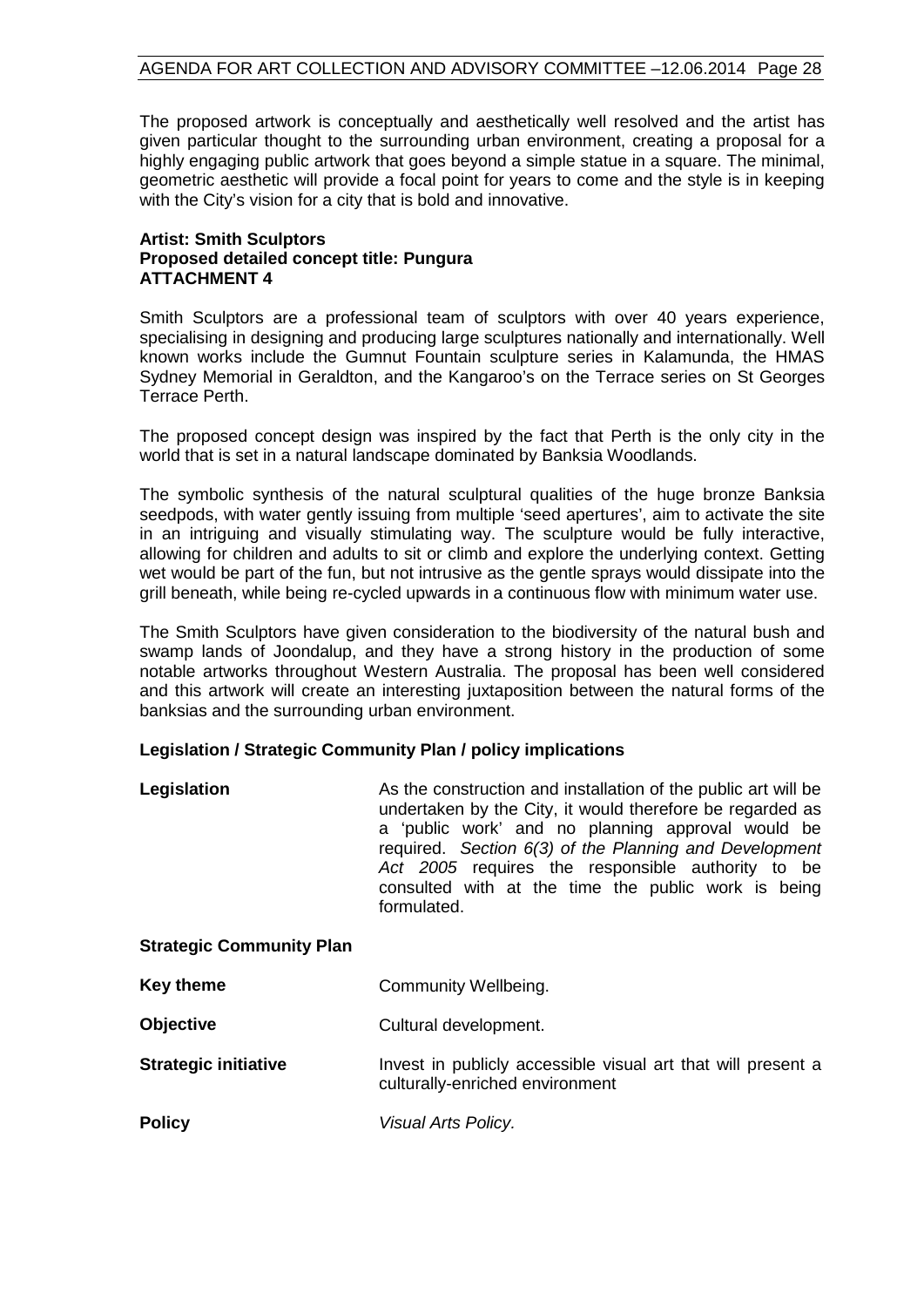The proposed artwork is conceptually and aesthetically well resolved and the artist has given particular thought to the surrounding urban environment, creating a proposal for a highly engaging public artwork that goes beyond a simple statue in a square. The minimal, geometric aesthetic will provide a focal point for years to come and the style is in keeping with the City's vision for a city that is bold and innovative.

**Artist: Smith Sculptors**
**Proposed detailed concept title: Pungura**
**ATTACHMENT 4**

Smith Sculptors are a professional team of sculptors with over 40 years experience, specialising in designing and producing large sculptures nationally and internationally. Well known works include the Gumnut Fountain sculpture series in Kalamunda, the HMAS Sydney Memorial in Geraldton, and the Kangaroo's on the Terrace series on St Georges Terrace Perth.

The proposed concept design was inspired by the fact that Perth is the only city in the world that is set in a natural landscape dominated by Banksia Woodlands.

The symbolic synthesis of the natural sculptural qualities of the huge bronze Banksia seedpods, with water gently issuing from multiple 'seed apertures', aim to activate the site in an intriguing and visually stimulating way. The sculpture would be fully interactive, allowing for children and adults to sit or climb and explore the underlying context. Getting wet would be part of the fun, but not intrusive as the gentle sprays would dissipate into the grill beneath, while being re-cycled upwards in a continuous flow with minimum water use.

The Smith Sculptors have given consideration to the biodiversity of the natural bush and swamp lands of Joondalup, and they have a strong history in the production of some notable artworks throughout Western Australia. The proposal has been well considered and this artwork will create an interesting juxtaposition between the natural forms of the banksias and the surrounding urban environment.

**Legislation / Strategic Community Plan / policy implications**

| | |
|---|---|
| **Legislation** | As the construction and installation of the public art will be undertaken by the City, it would therefore be regarded as a 'public work' and no planning approval would be required. *Section 6(3) of the Planning and Development Act 2005* requires the responsible authority to be consulted with at the time the public work is being formulated. |
| **Strategic Community Plan** | |
| **Key theme** | Community Wellbeing. |
| **Objective** | Cultural development. |
| **Strategic initiative** | Invest in publicly accessible visual art that will present a culturally-enriched environment |
| **Policy** | *Visual Arts Policy.* |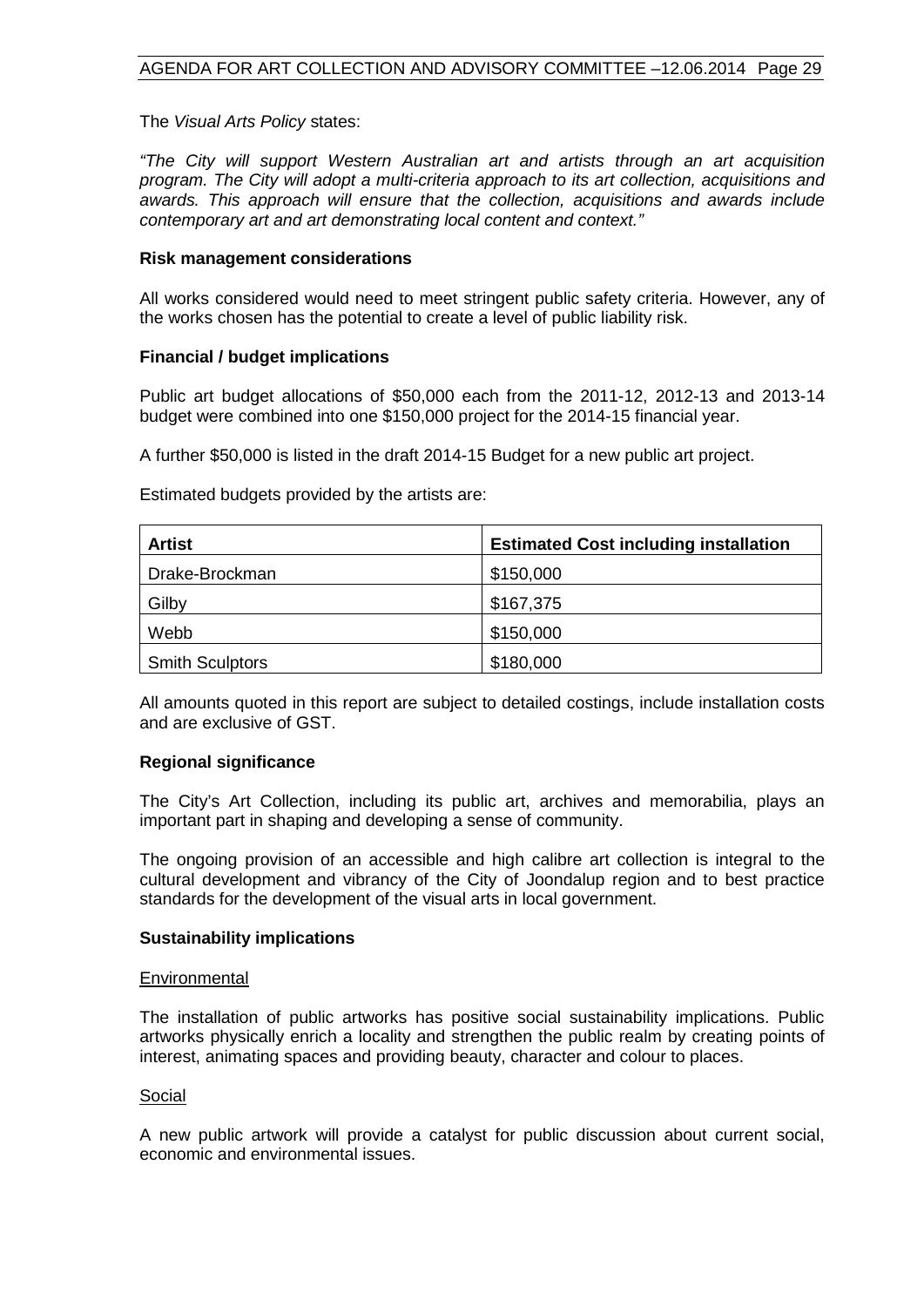The *Visual Arts Policy* states:

*"The City will support Western Australian art and artists through an art acquisition program. The City will adopt a multi-criteria approach to its art collection, acquisitions and awards. This approach will ensure that the collection, acquisitions and awards include contemporary art and art demonstrating local content and context."*

**Risk management considerations**

All works considered would need to meet stringent public safety criteria. However, any of the works chosen has the potential to create a level of public liability risk.

**Financial / budget implications**

Public art budget allocations of $50,000 each from the 2011-12, 2012-13 and 2013-14 budget were combined into one $150,000 project for the 2014-15 financial year.

A further $50,000 is listed in the draft 2014-15 Budget for a new public art project.

Estimated budgets provided by the artists are:

| Artist | Estimated Cost including installation |
|---|---|
| Drake-Brockman | $150,000 |
| Gilby | $167,375 |
| Webb | $150,000 |
| Smith Sculptors | $180,000 |

All amounts quoted in this report are subject to detailed costings, include installation costs and are exclusive of GST.

**Regional significance**

The City's Art Collection, including its public art, archives and memorabilia, plays an important part in shaping and developing a sense of community.

The ongoing provision of an accessible and high calibre art collection is integral to the cultural development and vibrancy of the City of Joondalup region and to best practice standards for the development of the visual arts in local government.

**Sustainability implications**

Environmental

The installation of public artworks has positive social sustainability implications. Public artworks physically enrich a locality and strengthen the public realm by creating points of interest, animating spaces and providing beauty, character and colour to places.

Social

A new public artwork will provide a catalyst for public discussion about current social, economic and environmental issues.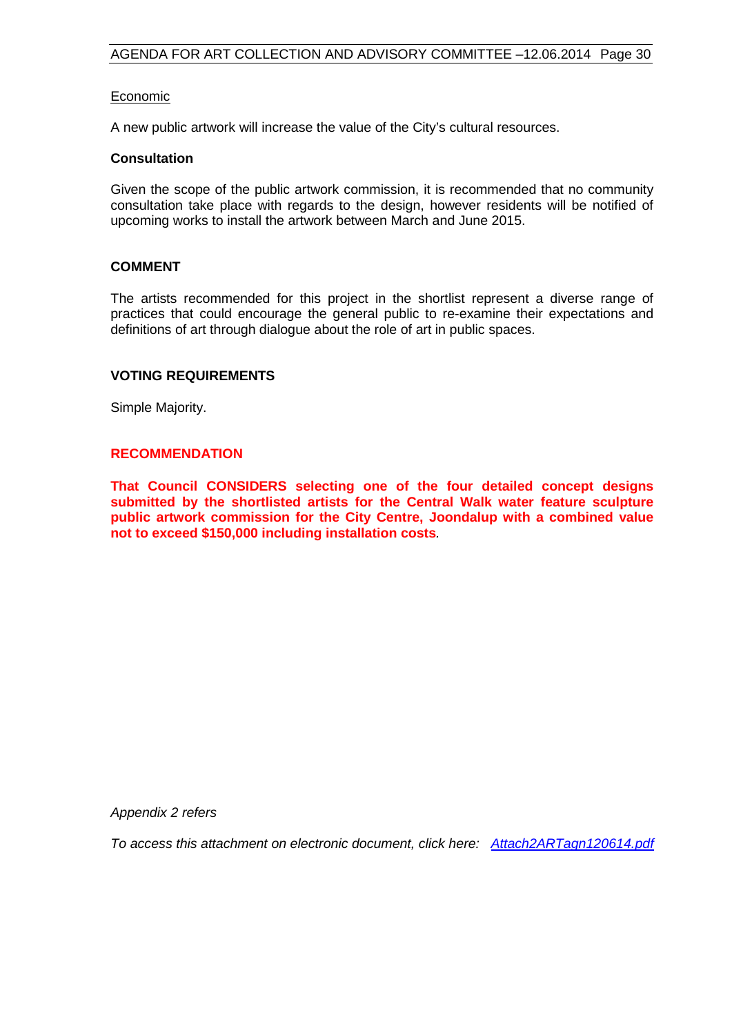Economic

A new public artwork will increase the value of the City's cultural resources.

**Consultation**

Given the scope of the public artwork commission, it is recommended that no community consultation take place with regards to the design, however residents will be notified of upcoming works to install the artwork between March and June 2015.

## COMMENT

The artists recommended for this project in the shortlist represent a diverse range of practices that could encourage the general public to re-examine their expectations and definitions of art through dialogue about the role of art in public spaces.

## VOTING REQUIREMENTS

Simple Majority.

## RECOMMENDATION

**That Council CONSIDERS selecting one of the four detailed concept designs submitted by the shortlisted artists for the Central Walk water feature sculpture public artwork commission for the City Centre, Joondalup with a combined value not to exceed $150,000 including installation costs**.

*Appendix 2 refers*

*To access this attachment on electronic document, click here: Attach2ARTagn120614.pdf*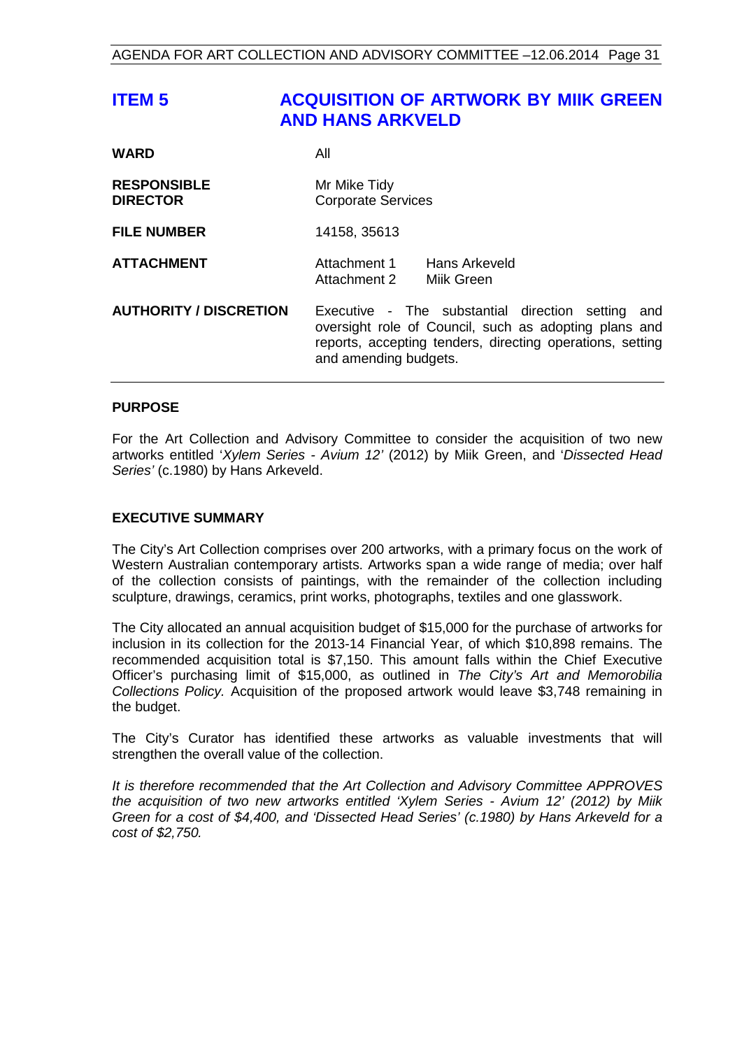# ITEM 5 ACQUISITION OF ARTWORK BY MIIK GREEN AND HANS ARKVELD

| | | |
|---|---|---|
| **WARD** | All | |
| **RESPONSIBLE DIRECTOR** | Mr Mike Tidy<br>Corporate Services | |
| **FILE NUMBER** | 14158, 35613 | |
| **ATTACHMENT** | Attachment 1<br>Attachment 2 | Hans Arkeveld<br>Miik Green |
| **AUTHORITY / DISCRETION** | Executive - The substantial direction setting and oversight role of Council, such as adopting plans and reports, accepting tenders, directing operations, setting and amending budgets. | |

## PURPOSE

For the Art Collection and Advisory Committee to consider the acquisition of two new artworks entitled '*Xylem Series - Avium 12'* (2012) by Miik Green, and '*Dissected Head Series'* (c.1980) by Hans Arkeveld.

## EXECUTIVE SUMMARY

The City's Art Collection comprises over 200 artworks, with a primary focus on the work of Western Australian contemporary artists. Artworks span a wide range of media; over half of the collection consists of paintings, with the remainder of the collection including sculpture, drawings, ceramics, print works, photographs, textiles and one glasswork.

The City allocated an annual acquisition budget of $15,000 for the purchase of artworks for inclusion in its collection for the 2013-14 Financial Year, of which $10,898 remains. The recommended acquisition total is $7,150. This amount falls within the Chief Executive Officer's purchasing limit of $15,000, as outlined in *The City's Art and Memorobilia Collections Policy.* Acquisition of the proposed artwork would leave $3,748 remaining in the budget.

The City's Curator has identified these artworks as valuable investments that will strengthen the overall value of the collection.

*It is therefore recommended that the Art Collection and Advisory Committee APPROVES the acquisition of two new artworks entitled 'Xylem Series - Avium 12' (2012) by Miik Green for a cost of $4,400, and 'Dissected Head Series' (c.1980) by Hans Arkeveld for a cost of $2,750.*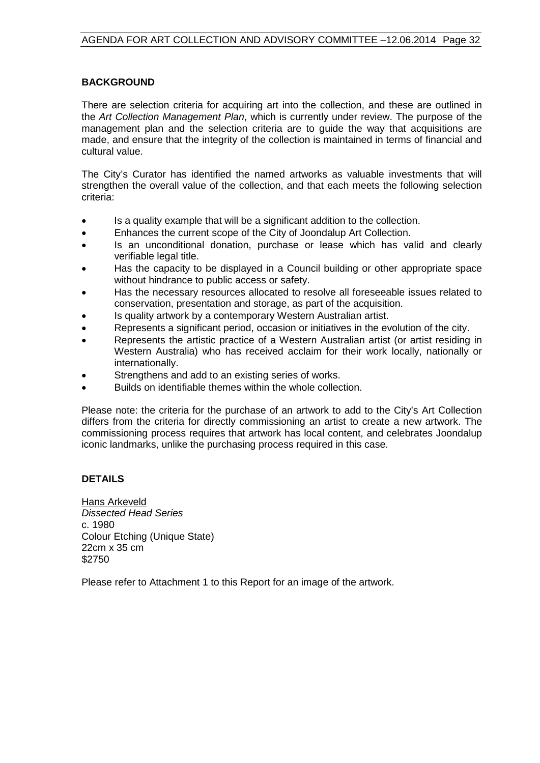## BACKGROUND

There are selection criteria for acquiring art into the collection, and these are outlined in the *Art Collection Management Plan*, which is currently under review. The purpose of the management plan and the selection criteria are to guide the way that acquisitions are made, and ensure that the integrity of the collection is maintained in terms of financial and cultural value.

The City's Curator has identified the named artworks as valuable investments that will strengthen the overall value of the collection, and that each meets the following selection criteria:

- Is a quality example that will be a significant addition to the collection.
- Enhances the current scope of the City of Joondalup Art Collection.
- Is an unconditional donation, purchase or lease which has valid and clearly verifiable legal title.
- Has the capacity to be displayed in a Council building or other appropriate space without hindrance to public access or safety.
- Has the necessary resources allocated to resolve all foreseeable issues related to conservation, presentation and storage, as part of the acquisition.
- Is quality artwork by a contemporary Western Australian artist.
- Represents a significant period, occasion or initiatives in the evolution of the city.
- Represents the artistic practice of a Western Australian artist (or artist residing in Western Australia) who has received acclaim for their work locally, nationally or internationally.
- Strengthens and add to an existing series of works.
- Builds on identifiable themes within the whole collection.

Please note: the criteria for the purchase of an artwork to add to the City's Art Collection differs from the criteria for directly commissioning an artist to create a new artwork. The commissioning process requires that artwork has local content, and celebrates Joondalup iconic landmarks, unlike the purchasing process required in this case.

## DETAILS

<u>Hans Arkeveld</u>
*Dissected Head Series*
c. 1980
Colour Etching (Unique State)
22cm x 35 cm
$2750

Please refer to Attachment 1 to this Report for an image of the artwork.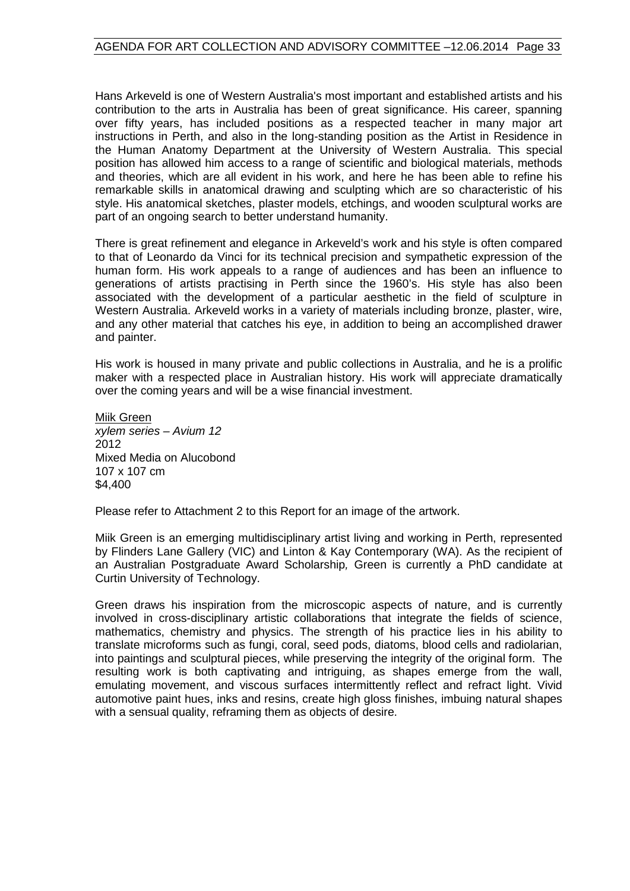Hans Arkeveld is one of Western Australia's most important and established artists and his contribution to the arts in Australia has been of great significance. His career, spanning over fifty years, has included positions as a respected teacher in many major art instructions in Perth, and also in the long-standing position as the Artist in Residence in the Human Anatomy Department at the University of Western Australia. This special position has allowed him access to a range of scientific and biological materials, methods and theories, which are all evident in his work, and here he has been able to refine his remarkable skills in anatomical drawing and sculpting which are so characteristic of his style. His anatomical sketches, plaster models, etchings, and wooden sculptural works are part of an ongoing search to better understand humanity.

There is great refinement and elegance in Arkeveld's work and his style is often compared to that of Leonardo da Vinci for its technical precision and sympathetic expression of the human form. His work appeals to a range of audiences and has been an influence to generations of artists practising in Perth since the 1960's. His style has also been associated with the development of a particular aesthetic in the field of sculpture in Western Australia. Arkeveld works in a variety of materials including bronze, plaster, wire, and any other material that catches his eye, in addition to being an accomplished drawer and painter.

His work is housed in many private and public collections in Australia, and he is a prolific maker with a respected place in Australian history. His work will appreciate dramatically over the coming years and will be a wise financial investment.

Miik Green
*xylem series – Avium 12*
2012
Mixed Media on Alucobond
107 x 107 cm
$4,400

Please refer to Attachment 2 to this Report for an image of the artwork.

Miik Green is an emerging multidisciplinary artist living and working in Perth, represented by Flinders Lane Gallery (VIC) and Linton & Kay Contemporary (WA). As the recipient of an Australian Postgraduate Award Scholarship*,* Green is currently a PhD candidate at Curtin University of Technology.

Green draws his inspiration from the microscopic aspects of nature, and is currently involved in cross-disciplinary artistic collaborations that integrate the fields of science, mathematics, chemistry and physics. The strength of his practice lies in his ability to translate microforms such as fungi, coral, seed pods, diatoms, blood cells and radiolarian, into paintings and sculptural pieces, while preserving the integrity of the original form. The resulting work is both captivating and intriguing, as shapes emerge from the wall, emulating movement, and viscous surfaces intermittently reflect and refract light. Vivid automotive paint hues, inks and resins, create high gloss finishes, imbuing natural shapes with a sensual quality, reframing them as objects of desire.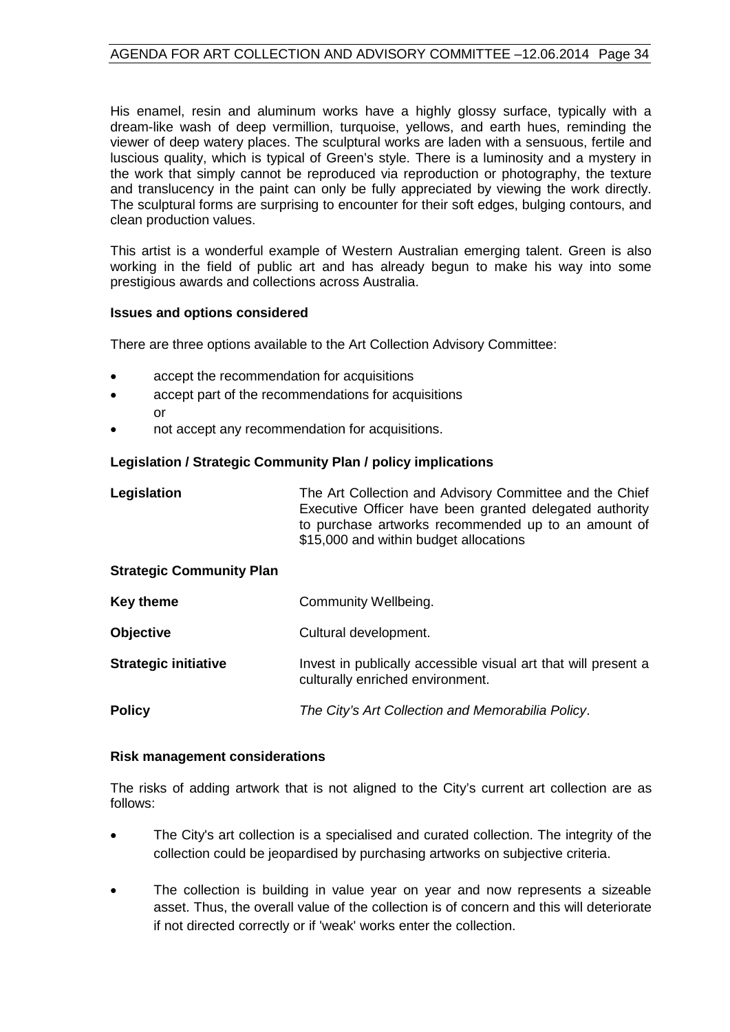His enamel, resin and aluminum works have a highly glossy surface, typically with a dream-like wash of deep vermillion, turquoise, yellows, and earth hues, reminding the viewer of deep watery places. The sculptural works are laden with a sensuous, fertile and luscious quality, which is typical of Green's style. There is a luminosity and a mystery in the work that simply cannot be reproduced via reproduction or photography, the texture and translucency in the paint can only be fully appreciated by viewing the work directly. The sculptural forms are surprising to encounter for their soft edges, bulging contours, and clean production values.

This artist is a wonderful example of Western Australian emerging talent. Green is also working in the field of public art and has already begun to make his way into some prestigious awards and collections across Australia.

**Issues and options considered**

There are three options available to the Art Collection Advisory Committee:

- accept the recommendation for acquisitions
- accept part of the recommendations for acquisitions
  or
- not accept any recommendation for acquisitions.

**Legislation / Strategic Community Plan / policy implications**

| | |
|---|---|
| **Legislation** | The Art Collection and Advisory Committee and the Chief Executive Officer have been granted delegated authority to purchase artworks recommended up to an amount of $15,000 and within budget allocations |

**Strategic Community Plan**

| | |
|---|---|
| **Key theme** | Community Wellbeing. |
| **Objective** | Cultural development. |
| **Strategic initiative** | Invest in publically accessible visual art that will present a culturally enriched environment. |
| **Policy** | *The City's Art Collection and Memorabilia Policy*. |

**Risk management considerations**

The risks of adding artwork that is not aligned to the City's current art collection are as follows:

- The City's art collection is a specialised and curated collection. The integrity of the collection could be jeopardised by purchasing artworks on subjective criteria.
- The collection is building in value year on year and now represents a sizeable asset. Thus, the overall value of the collection is of concern and this will deteriorate if not directed correctly or if 'weak' works enter the collection.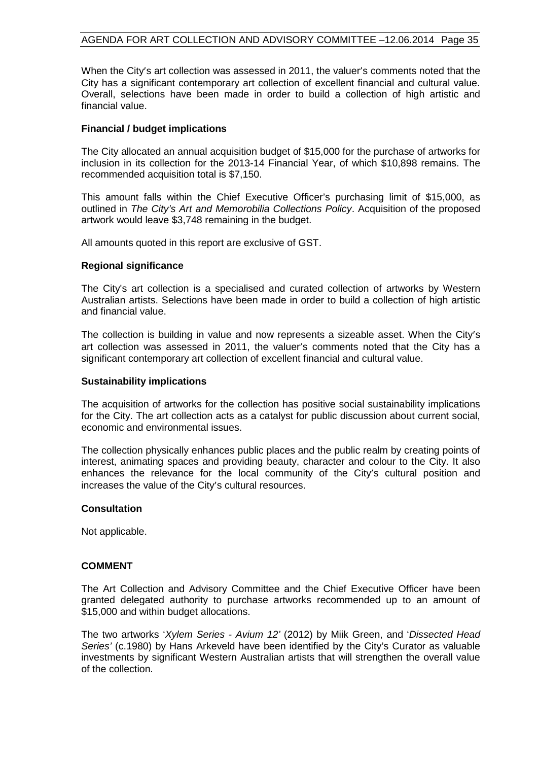When the City's art collection was assessed in 2011, the valuer's comments noted that the City has a significant contemporary art collection of excellent financial and cultural value. Overall, selections have been made in order to build a collection of high artistic and financial value.

**Financial / budget implications**

The City allocated an annual acquisition budget of $15,000 for the purchase of artworks for inclusion in its collection for the 2013-14 Financial Year, of which $10,898 remains. The recommended acquisition total is $7,150.

This amount falls within the Chief Executive Officer's purchasing limit of $15,000, as outlined in *The City's Art and Memorobilia Collections Policy*. Acquisition of the proposed artwork would leave $3,748 remaining in the budget.

All amounts quoted in this report are exclusive of GST.

**Regional significance**

The City's art collection is a specialised and curated collection of artworks by Western Australian artists. Selections have been made in order to build a collection of high artistic and financial value.

The collection is building in value and now represents a sizeable asset. When the City's art collection was assessed in 2011, the valuer's comments noted that the City has a significant contemporary art collection of excellent financial and cultural value.

**Sustainability implications**

The acquisition of artworks for the collection has positive social sustainability implications for the City. The art collection acts as a catalyst for public discussion about current social, economic and environmental issues.

The collection physically enhances public places and the public realm by creating points of interest, animating spaces and providing beauty, character and colour to the City. It also enhances the relevance for the local community of the City's cultural position and increases the value of the City's cultural resources.

**Consultation**

Not applicable.

**COMMENT**

The Art Collection and Advisory Committee and the Chief Executive Officer have been granted delegated authority to purchase artworks recommended up to an amount of $15,000 and within budget allocations.

The two artworks '*Xylem Series - Avium 12'* (2012) by Miik Green, and '*Dissected Head Series'* (c.1980) by Hans Arkeveld have been identified by the City's Curator as valuable investments by significant Western Australian artists that will strengthen the overall value of the collection.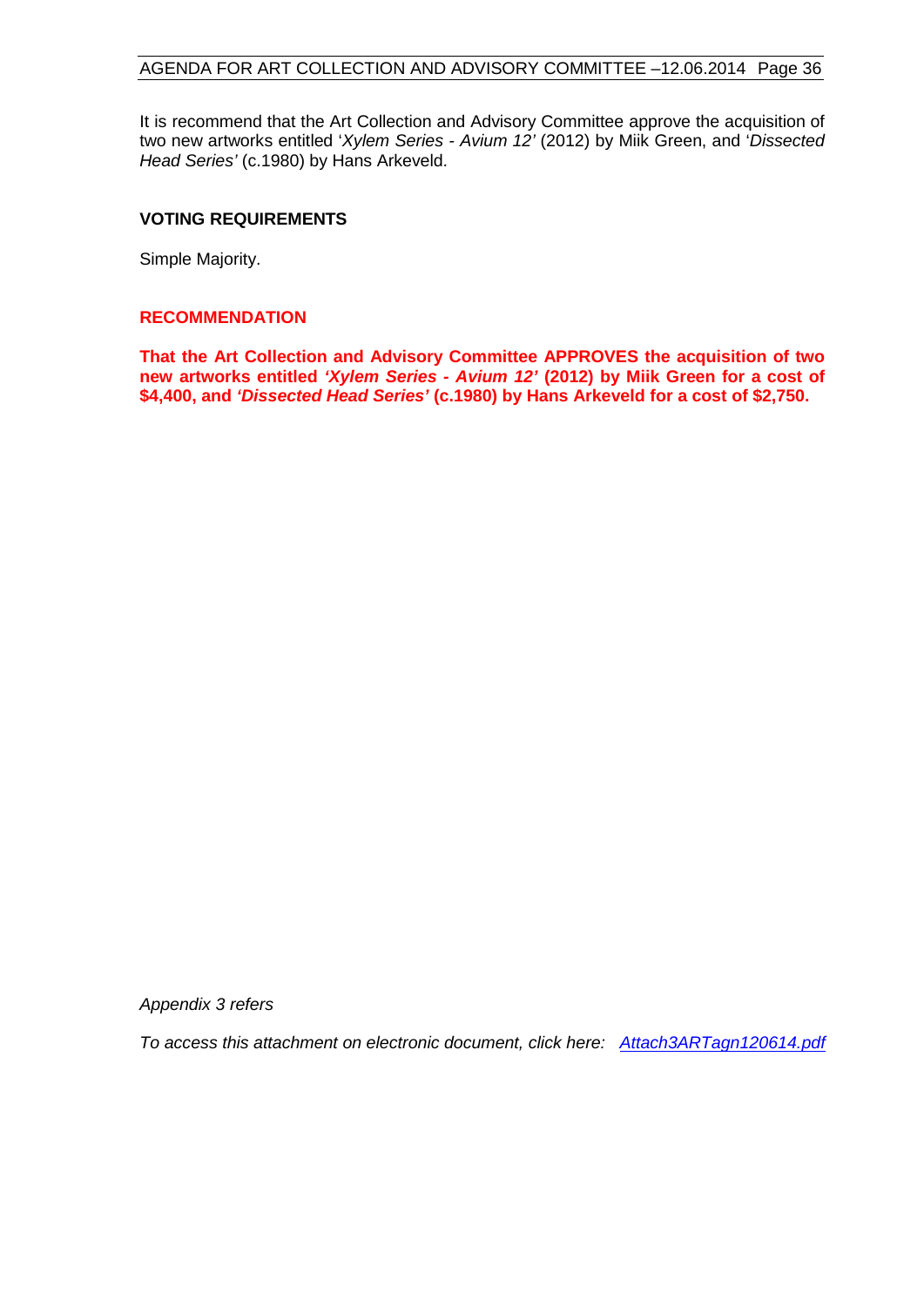It is recommend that the Art Collection and Advisory Committee approve the acquisition of two new artworks entitled '*Xylem Series - Avium 12'* (2012) by Miik Green, and '*Dissected Head Series'* (c.1980) by Hans Arkeveld.

**VOTING REQUIREMENTS**

Simple Majority.

**RECOMMENDATION**

**That the Art Collection and Advisory Committee APPROVES the acquisition of two new artworks entitled *'Xylem Series - Avium 12'* (2012) by Miik Green for a cost of $4,400, and *'Dissected Head Series'* (c.1980) by Hans Arkeveld for a cost of $2,750.**

*Appendix 3 refers*

*To access this attachment on electronic document, click here: Attach3ARTagn120614.pdf*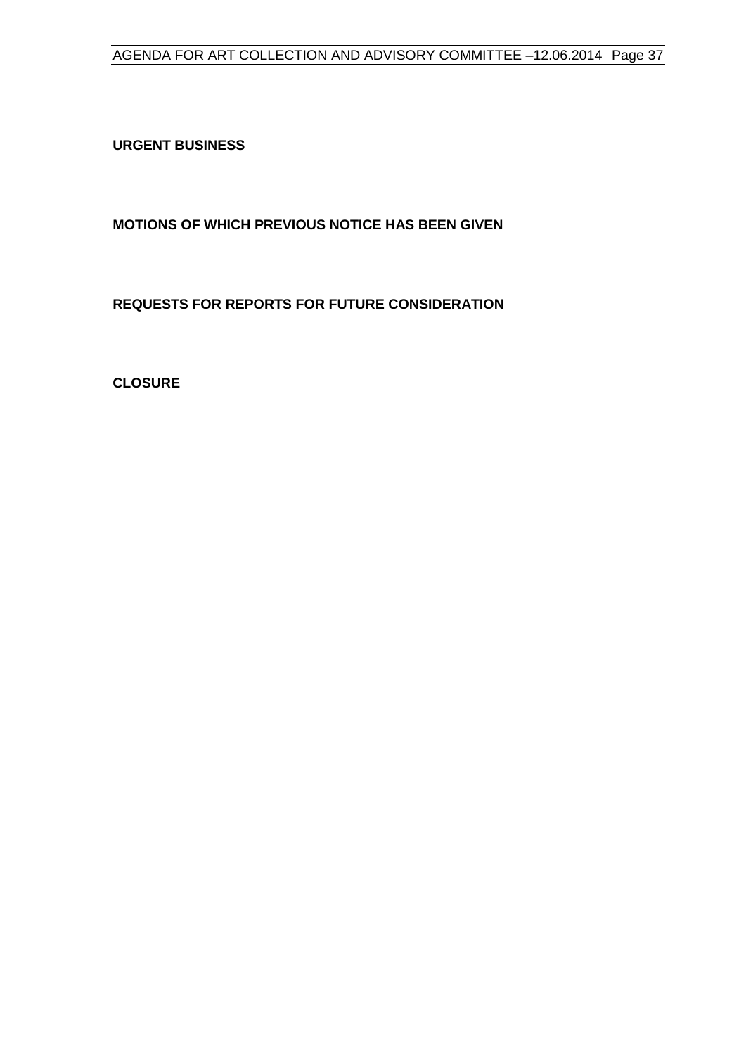**URGENT BUSINESS**

**MOTIONS OF WHICH PREVIOUS NOTICE HAS BEEN GIVEN**

**REQUESTS FOR REPORTS FOR FUTURE CONSIDERATION**

**CLOSURE**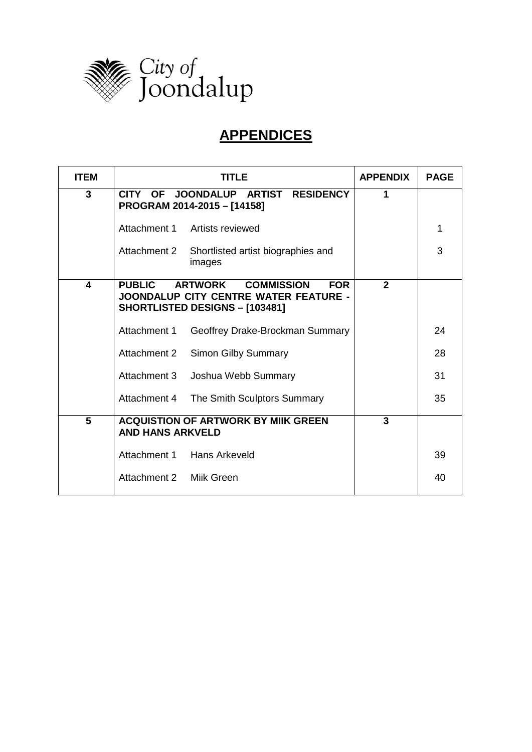City of Joondalup

# APPENDICES

| ITEM | TITLE | APPENDIX | PAGE |
| --- | --- | --- | --- |
| **3** | **CITY OF JOONDALUP ARTIST RESIDENCY PROGRAM 2014-2015 – [14158]** | **1** | |
| | Attachment 1 Artists reviewed | | 1 |
| | Attachment 2 Shortlisted artist biographies and images | | 3 |
| **4** | **PUBLIC ARTWORK COMMISSION FOR JOONDALUP CITY CENTRE WATER FEATURE - SHORTLISTED DESIGNS – [103481]** | **2** | |
| | Attachment 1 Geoffrey Drake-Brockman Summary | | 24 |
| | Attachment 2 Simon Gilby Summary | | 28 |
| | Attachment 3 Joshua Webb Summary | | 31 |
| | Attachment 4 The Smith Sculptors Summary | | 35 |
| **5** | **ACQUISTION OF ARTWORK BY MIIK GREEN AND HANS ARKVELD** | **3** | |
| | Attachment 1 Hans Arkeveld | | 39 |
| | Attachment 2 Miik Green | | 40 |